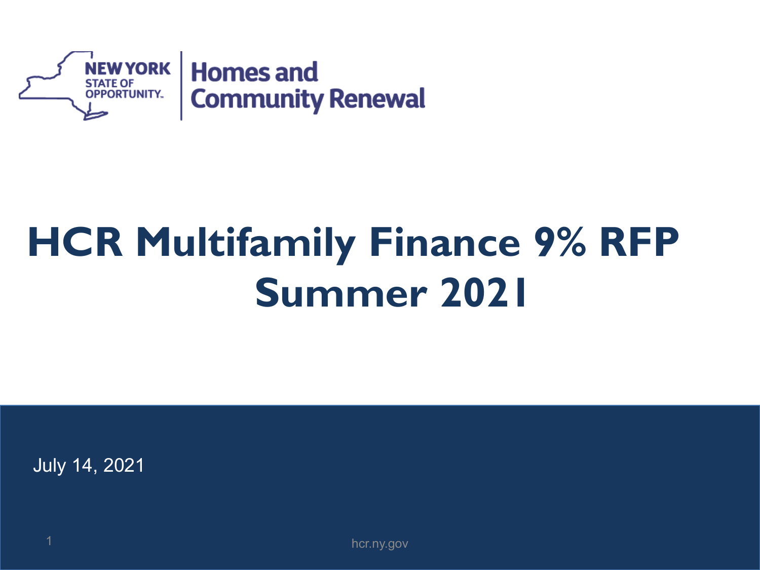NEW YORK STATE OF OPPORTUNITY. | Homes and Community Renewal

# HCR Multifamily Finance 9% RFP Summer 2021

July 14, 2021

hcr.ny.gov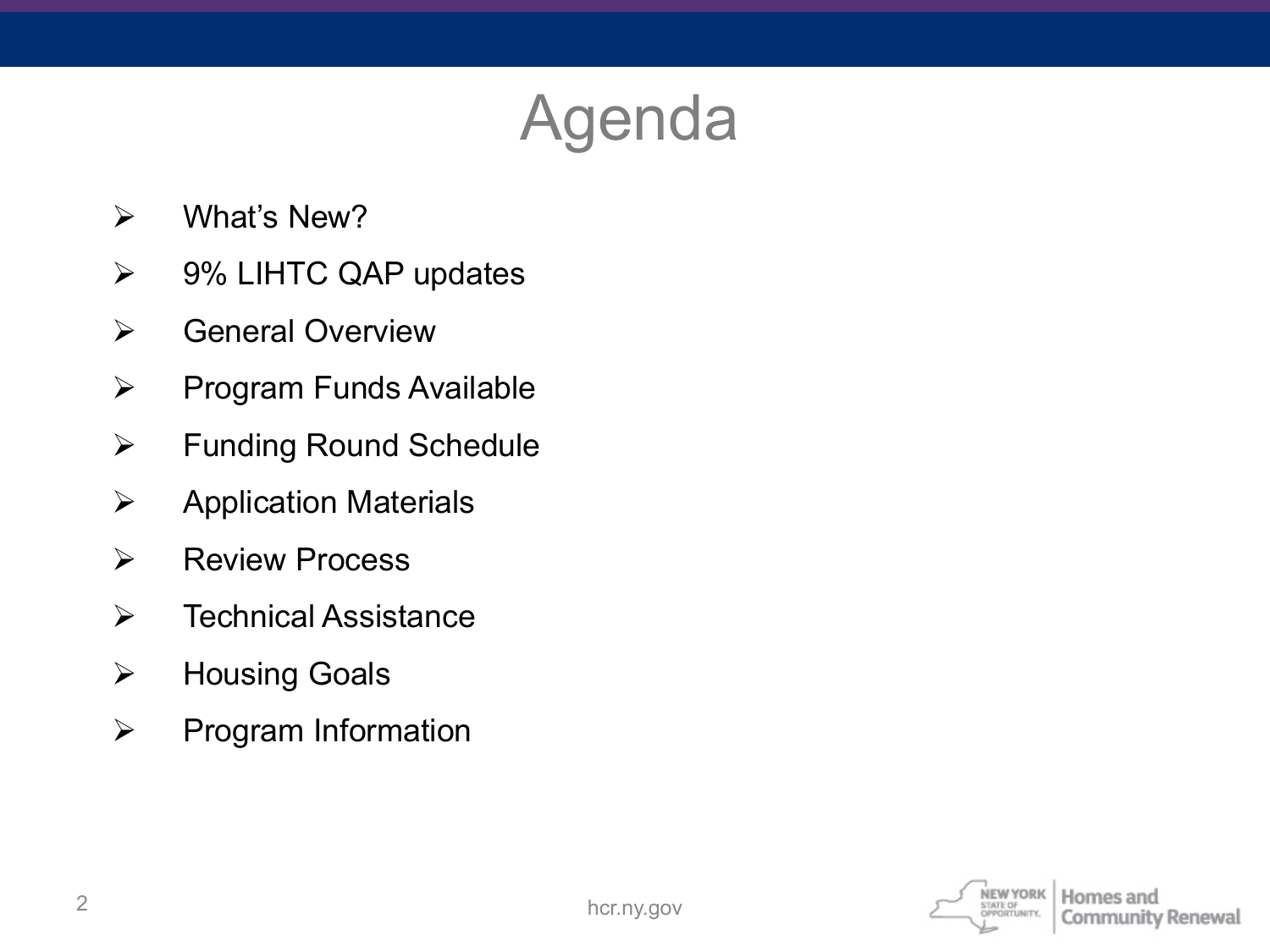# Agenda

- What's New?
- 9% LIHTC QAP updates
- General Overview
- Program Funds Available
- Funding Round Schedule
- Application Materials
- Review Process
- Technical Assistance
- Housing Goals
- Program Information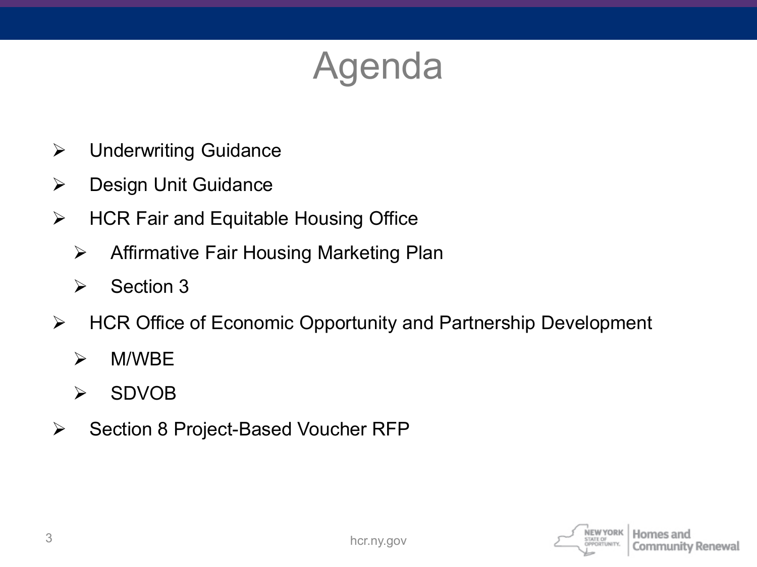# Agenda

- Underwriting Guidance
- Design Unit Guidance
- HCR Fair and Equitable Housing Office
  - Affirmative Fair Housing Marketing Plan
  - Section 3
- HCR Office of Economic Opportunity and Partnership Development
  - M/WBE
  - SDVOB
- Section 8 Project-Based Voucher RFP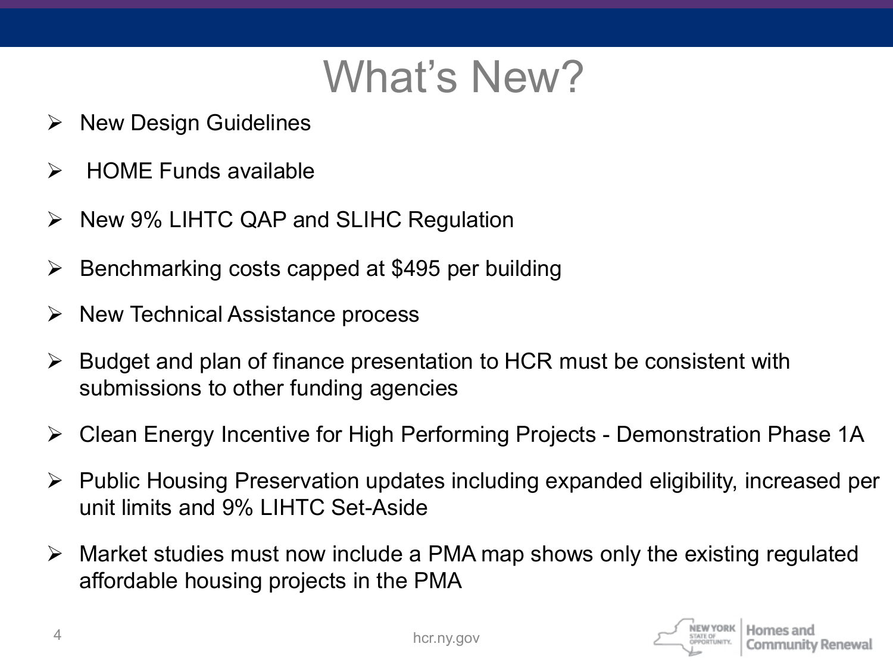# What's New?

- New Design Guidelines
- HOME Funds available
- New 9% LIHTC QAP and SLIHC Regulation
- Benchmarking costs capped at $495 per building
- New Technical Assistance process
- Budget and plan of finance presentation to HCR must be consistent with submissions to other funding agencies
- Clean Energy Incentive for High Performing Projects - Demonstration Phase 1A
- Public Housing Preservation updates including expanded eligibility, increased per unit limits and 9% LIHTC Set-Aside
- Market studies must now include a PMA map shows only the existing regulated affordable housing projects in the PMA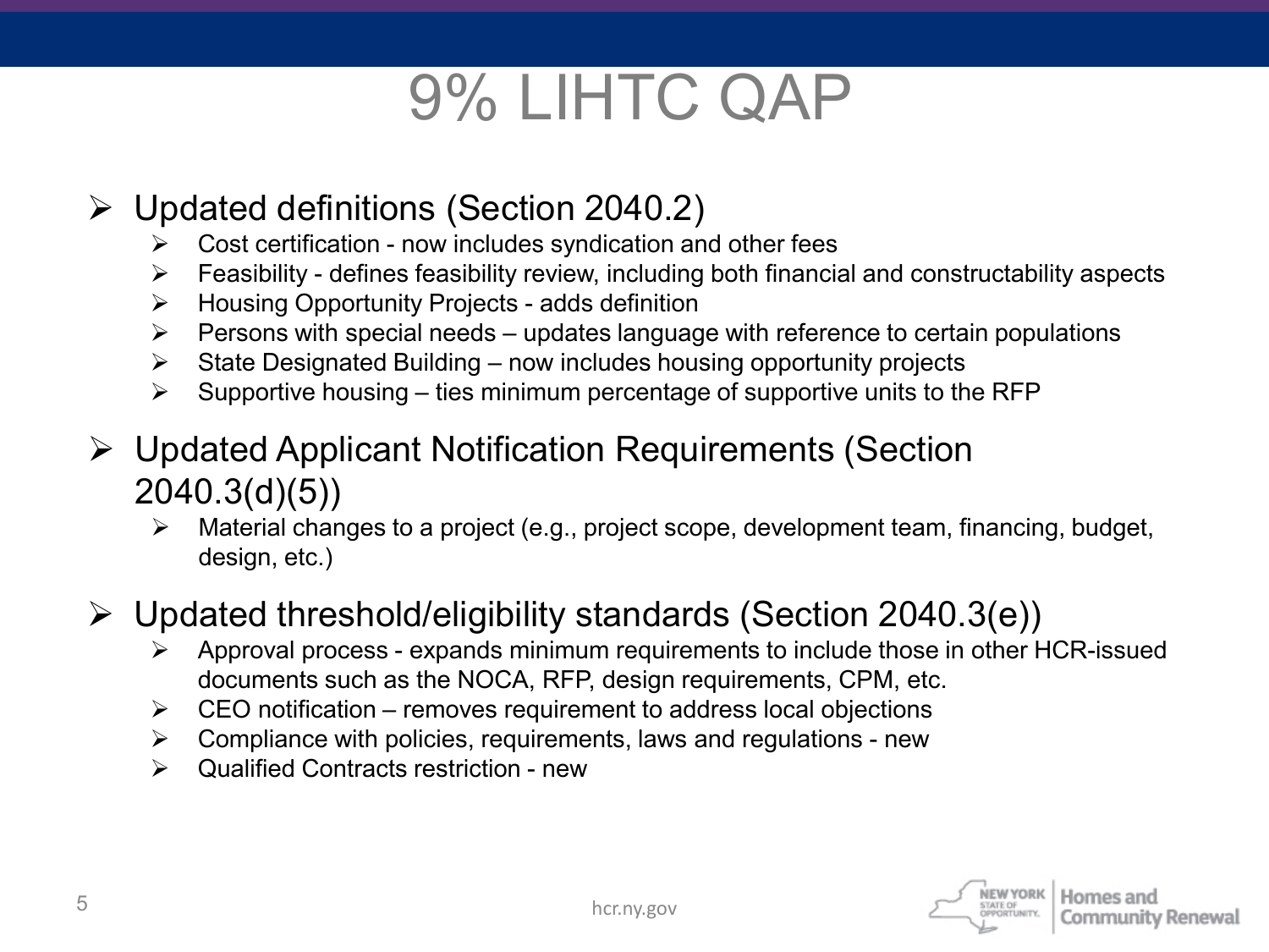# 9% LIHTC QAP

- Updated definitions (Section 2040.2)
  - Cost certification - now includes syndication and other fees
  - Feasibility - defines feasibility review, including both financial and constructability aspects
  - Housing Opportunity Projects - adds definition
  - Persons with special needs – updates language with reference to certain populations
  - State Designated Building – now includes housing opportunity projects
  - Supportive housing – ties minimum percentage of supportive units to the RFP
- Updated Applicant Notification Requirements (Section 2040.3(d)(5))
  - Material changes to a project (e.g., project scope, development team, financing, budget, design, etc.)
- Updated threshold/eligibility standards (Section 2040.3(e))
  - Approval process - expands minimum requirements to include those in other HCR-issued documents such as the NOCA, RFP, design requirements, CPM, etc.
  - CEO notification – removes requirement to address local objections
  - Compliance with policies, requirements, laws and regulations - new
  - Qualified Contracts restriction - new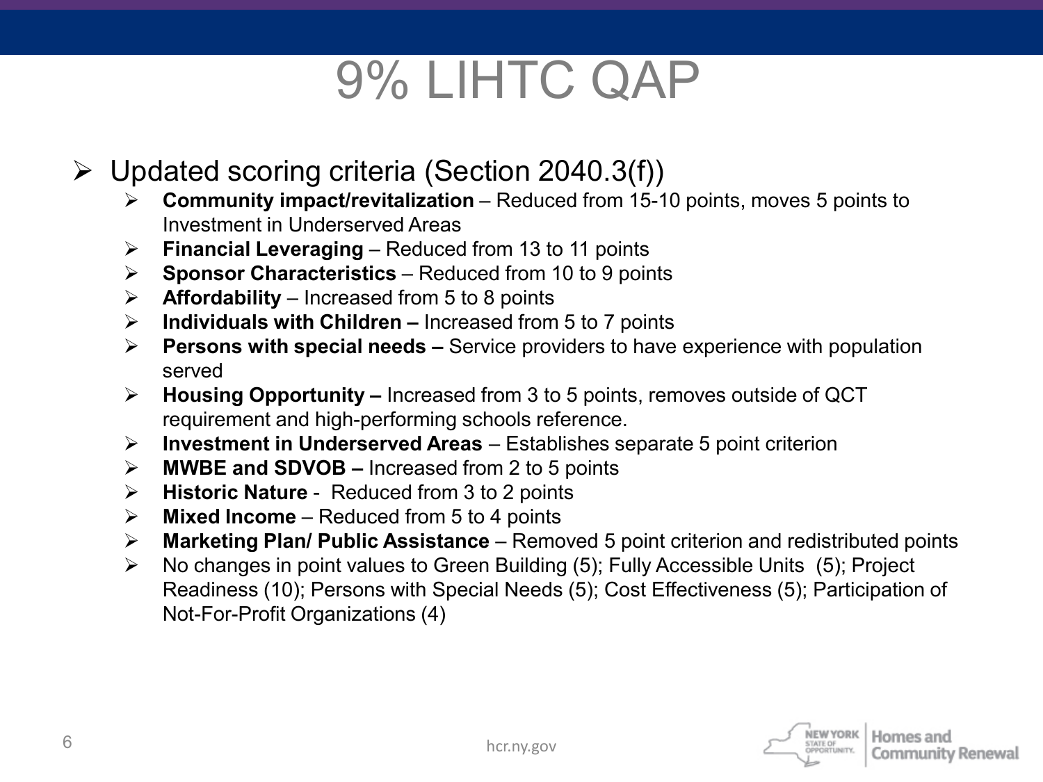# 9% LIHTC QAP

- Updated scoring criteria (Section 2040.3(f))
  - **Community impact/revitalization** – Reduced from 15-10 points, moves 5 points to Investment in Underserved Areas
  - **Financial Leveraging** – Reduced from 13 to 11 points
  - **Sponsor Characteristics** – Reduced from 10 to 9 points
  - **Affordability** – Increased from 5 to 8 points
  - **Individuals with Children –** Increased from 5 to 7 points
  - **Persons with special needs –** Service providers to have experience with population served
  - **Housing Opportunity –** Increased from 3 to 5 points, removes outside of QCT requirement and high-performing schools reference.
  - **Investment in Underserved Areas** – Establishes separate 5 point criterion
  - **MWBE and SDVOB –** Increased from 2 to 5 points
  - **Historic Nature** - Reduced from 3 to 2 points
  - **Mixed Income** – Reduced from 5 to 4 points
  - **Marketing Plan/ Public Assistance** – Removed 5 point criterion and redistributed points
  - No changes in point values to Green Building (5); Fully Accessible Units (5); Project Readiness (10); Persons with Special Needs (5); Cost Effectiveness (5); Participation of Not-For-Profit Organizations (4)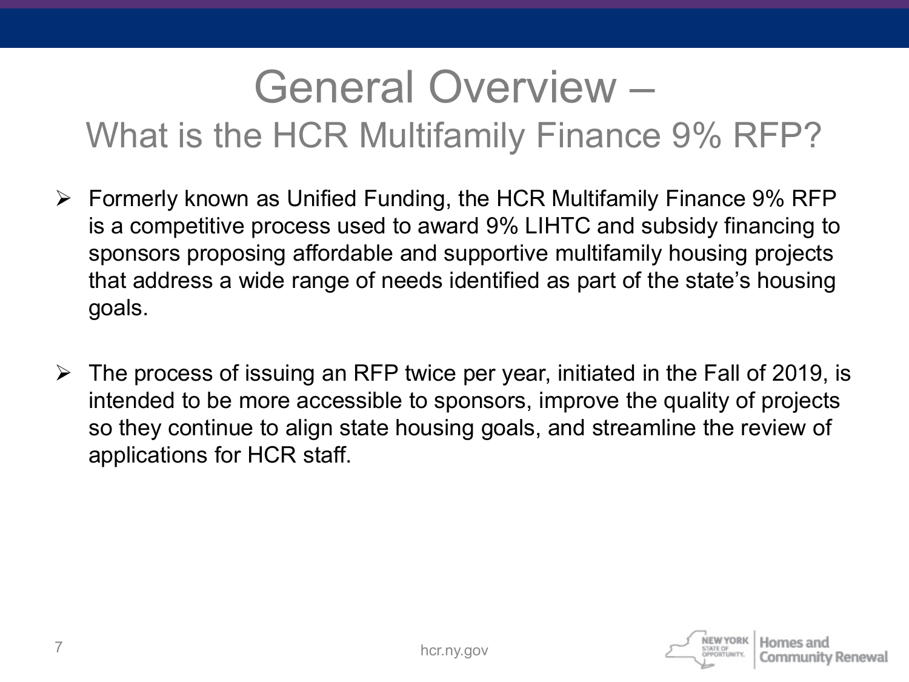# General Overview –

## What is the HCR Multifamily Finance 9% RFP?

- Formerly known as Unified Funding, the HCR Multifamily Finance 9% RFP is a competitive process used to award 9% LIHTC and subsidy financing to sponsors proposing affordable and supportive multifamily housing projects that address a wide range of needs identified as part of the state's housing goals.

- The process of issuing an RFP twice per year, initiated in the Fall of 2019, is intended to be more accessible to sponsors, improve the quality of projects so they continue to align state housing goals, and streamline the review of applications for HCR staff.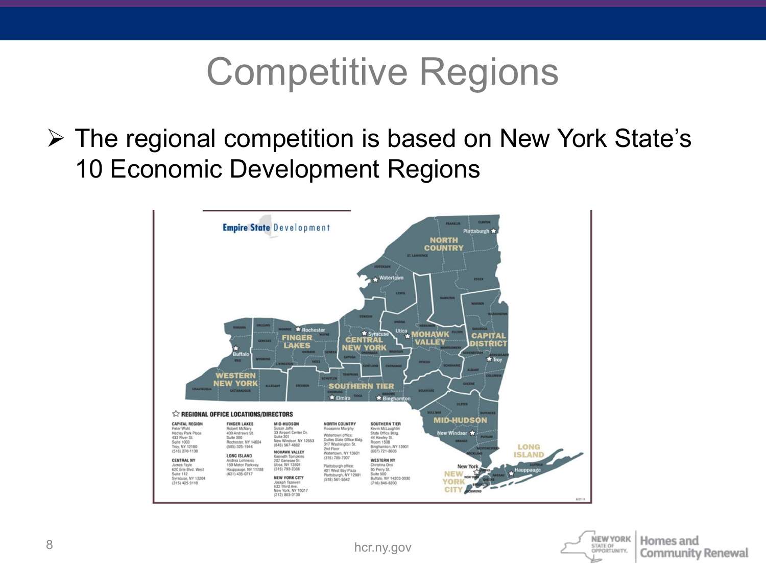# Competitive Regions

- The regional competition is based on New York State's 10 Economic Development Regions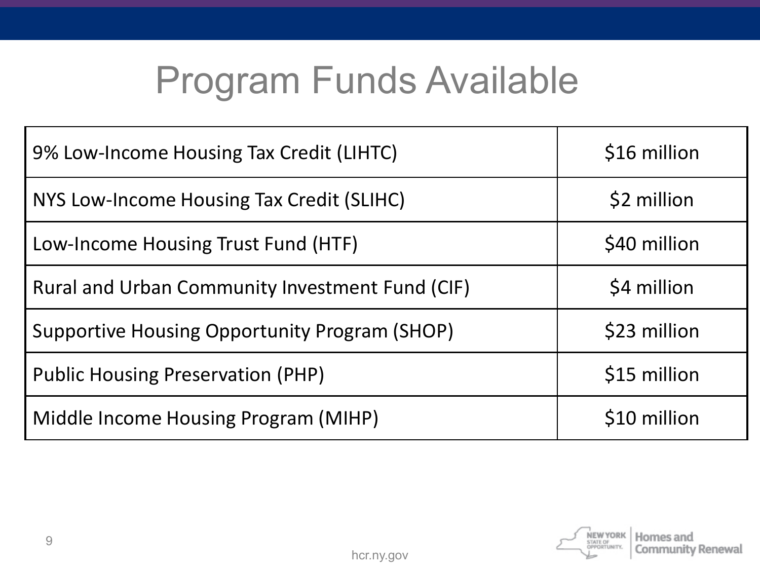# Program Funds Available

| | |
|---|---|
| 9% Low-Income Housing Tax Credit (LIHTC) | $16 million |
| NYS Low-Income Housing Tax Credit (SLIHC) | $2 million |
| Low-Income Housing Trust Fund (HTF) | $40 million |
| Rural and Urban Community Investment Fund (CIF) | $4 million |
| Supportive Housing Opportunity Program (SHOP) | $23 million |
| Public Housing Preservation (PHP) | $15 million |
| Middle Income Housing Program (MIHP) | $10 million |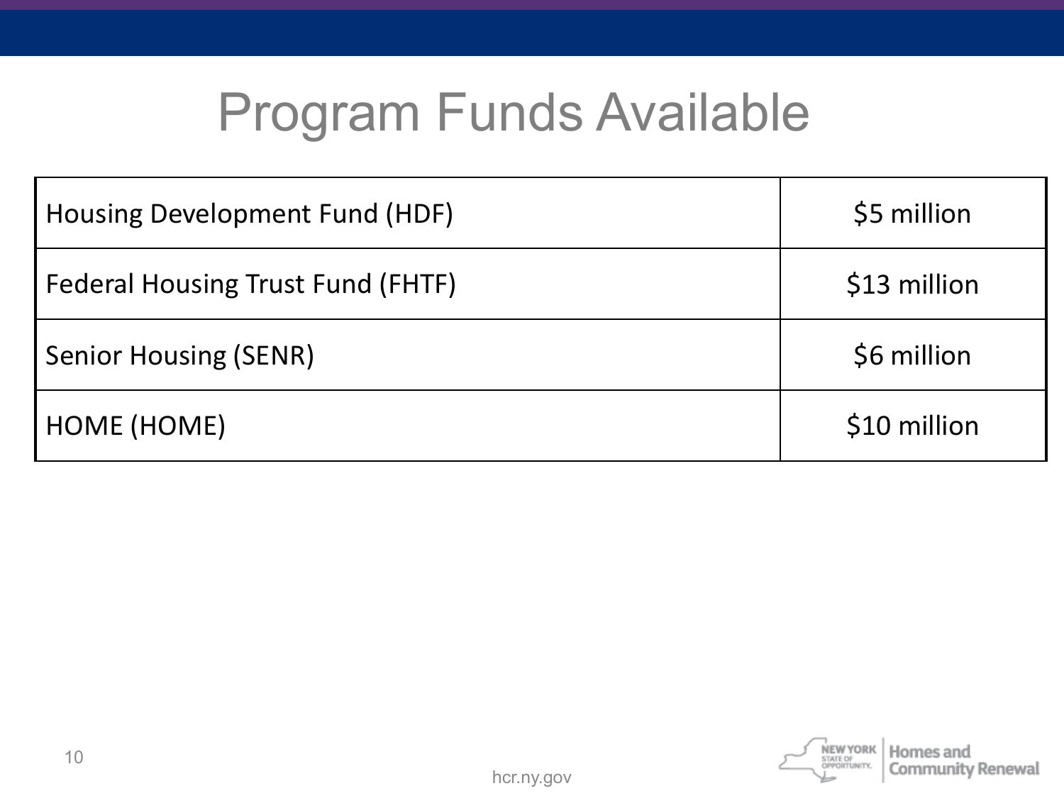# Program Funds Available

| Housing Development Fund (HDF) | $5 million |
|---|---|
| Federal Housing Trust Fund (FHTF) | $13 million |
| Senior Housing (SENR) | $6 million |
| HOME (HOME) | $10 million |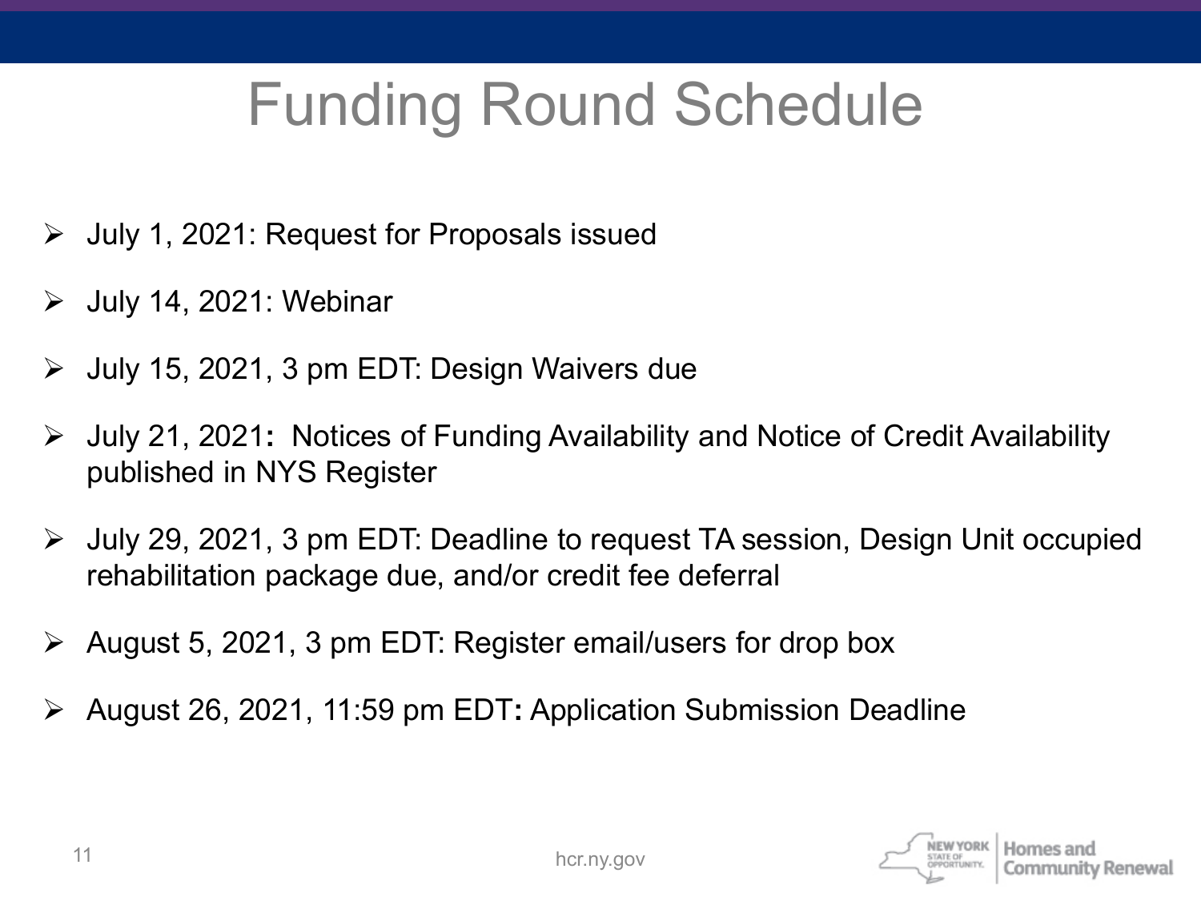# Funding Round Schedule

- July 1, 2021: Request for Proposals issued
- July 14, 2021: Webinar
- July 15, 2021, 3 pm EDT: Design Waivers due
- July 21, 2021**:** Notices of Funding Availability and Notice of Credit Availability published in NYS Register
- July 29, 2021, 3 pm EDT: Deadline to request TA session, Design Unit occupied rehabilitation package due, and/or credit fee deferral
- August 5, 2021, 3 pm EDT: Register email/users for drop box
- August 26, 2021, 11:59 pm EDT**:** Application Submission Deadline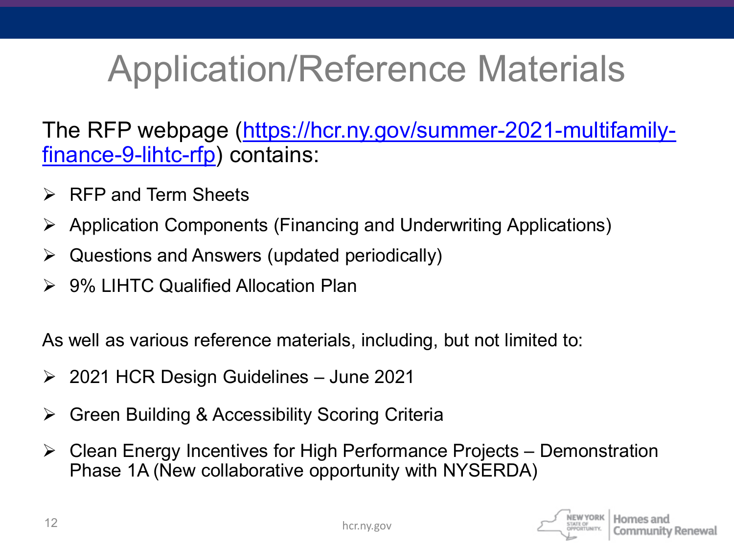# Application/Reference Materials

The RFP webpage ([https://hcr.ny.gov/summer-2021-multifamily-finance-9-lihtc-rfp](https://hcr.ny.gov/summer-2021-multifamily-finance-9-lihtc-rfp)) contains:

- RFP and Term Sheets
- Application Components (Financing and Underwriting Applications)
- Questions and Answers (updated periodically)
- 9% LIHTC Qualified Allocation Plan

As well as various reference materials, including, but not limited to:

- 2021 HCR Design Guidelines – June 2021
- Green Building & Accessibility Scoring Criteria
- Clean Energy Incentives for High Performance Projects – Demonstration Phase 1A (New collaborative opportunity with NYSERDA)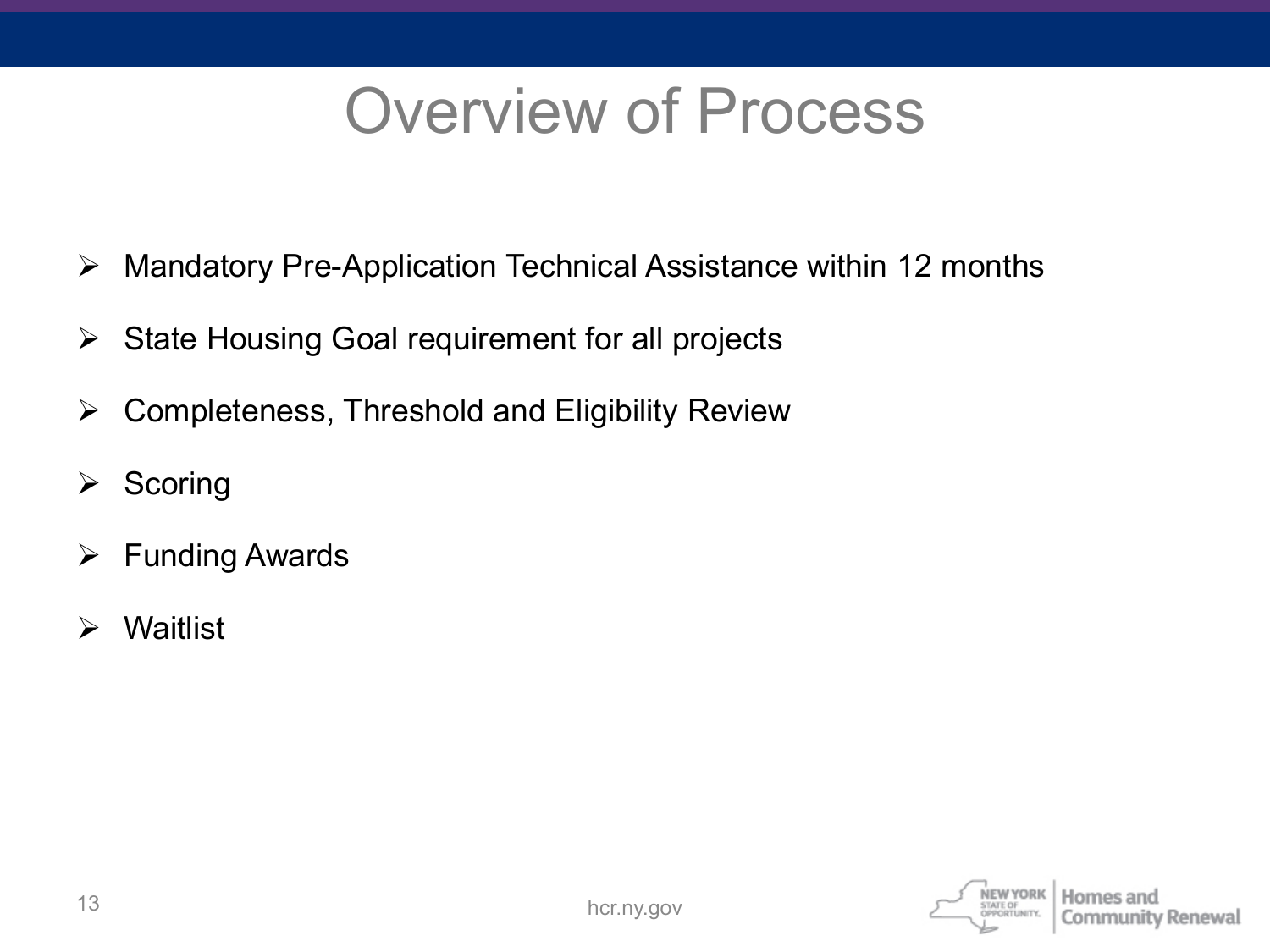# Overview of Process

- Mandatory Pre-Application Technical Assistance within 12 months
- State Housing Goal requirement for all projects
- Completeness, Threshold and Eligibility Review
- Scoring
- Funding Awards
- Waitlist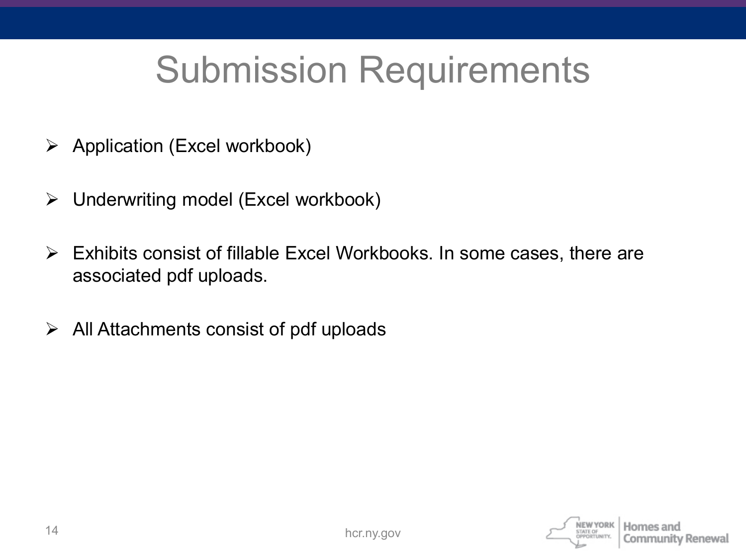# Submission Requirements

- Application (Excel workbook)
- Underwriting model (Excel workbook)
- Exhibits consist of fillable Excel Workbooks. In some cases, there are associated pdf uploads.
- All Attachments consist of pdf uploads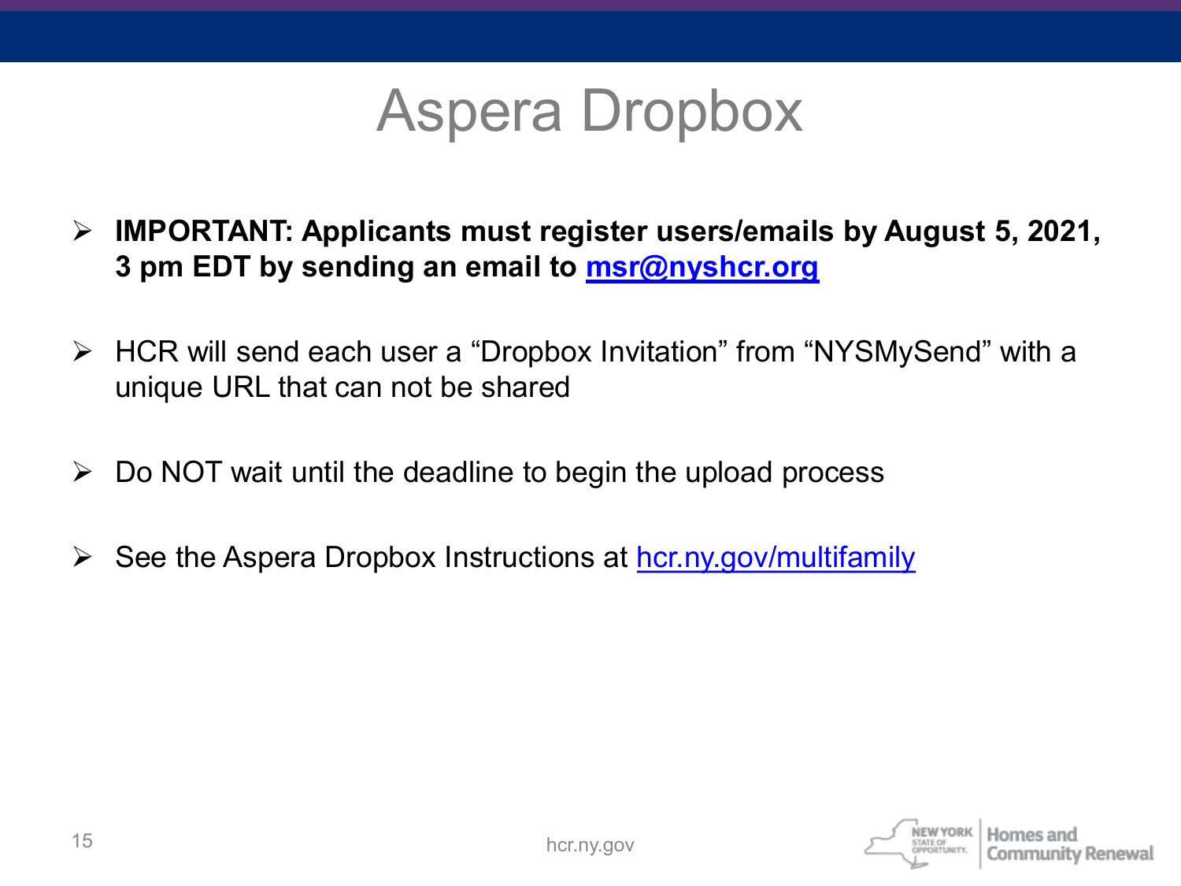# Aspera Dropbox

- **IMPORTANT: Applicants must register users/emails by August 5, 2021, 3 pm EDT by sending an email to [msr@nyshcr.org](mailto:msr@nyshcr.org)**

- HCR will send each user a “Dropbox Invitation” from “NYSMySend” with a unique URL that can not be shared

- Do NOT wait until the deadline to begin the upload process

- See the Aspera Dropbox Instructions at [hcr.ny.gov/multifamily](hcr.ny.gov/multifamily)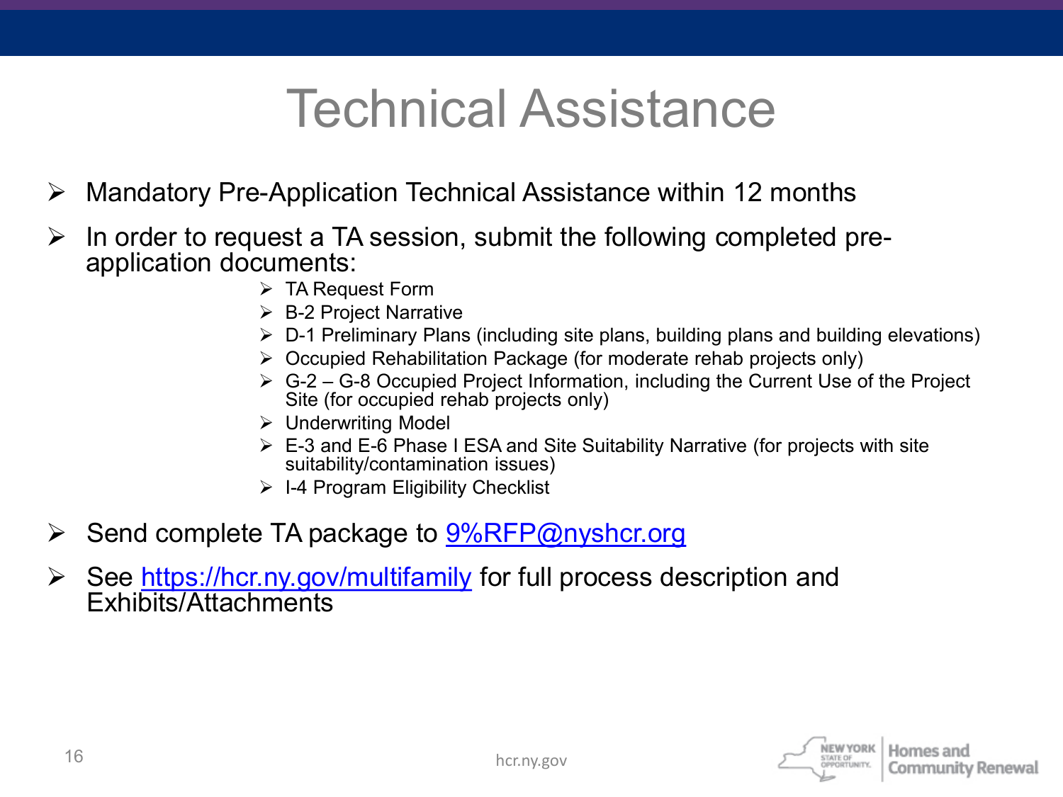# Technical Assistance

- Mandatory Pre-Application Technical Assistance within 12 months
- In order to request a TA session, submit the following completed pre-application documents:
  - TA Request Form
  - B-2 Project Narrative
  - D-1 Preliminary Plans (including site plans, building plans and building elevations)
  - Occupied Rehabilitation Package (for moderate rehab projects only)
  - G-2 – G-8 Occupied Project Information, including the Current Use of the Project Site (for occupied rehab projects only)
  - Underwriting Model
  - E-3 and E-6 Phase I ESA and Site Suitability Narrative (for projects with site suitability/contamination issues)
  - I-4 Program Eligibility Checklist
- Send complete TA package to [9%RFP@nyshcr.org](mailto:9%RFP@nyshcr.org)
- See [https://hcr.ny.gov/multifamily](https://hcr.ny.gov/multifamily) for full process description and Exhibits/Attachments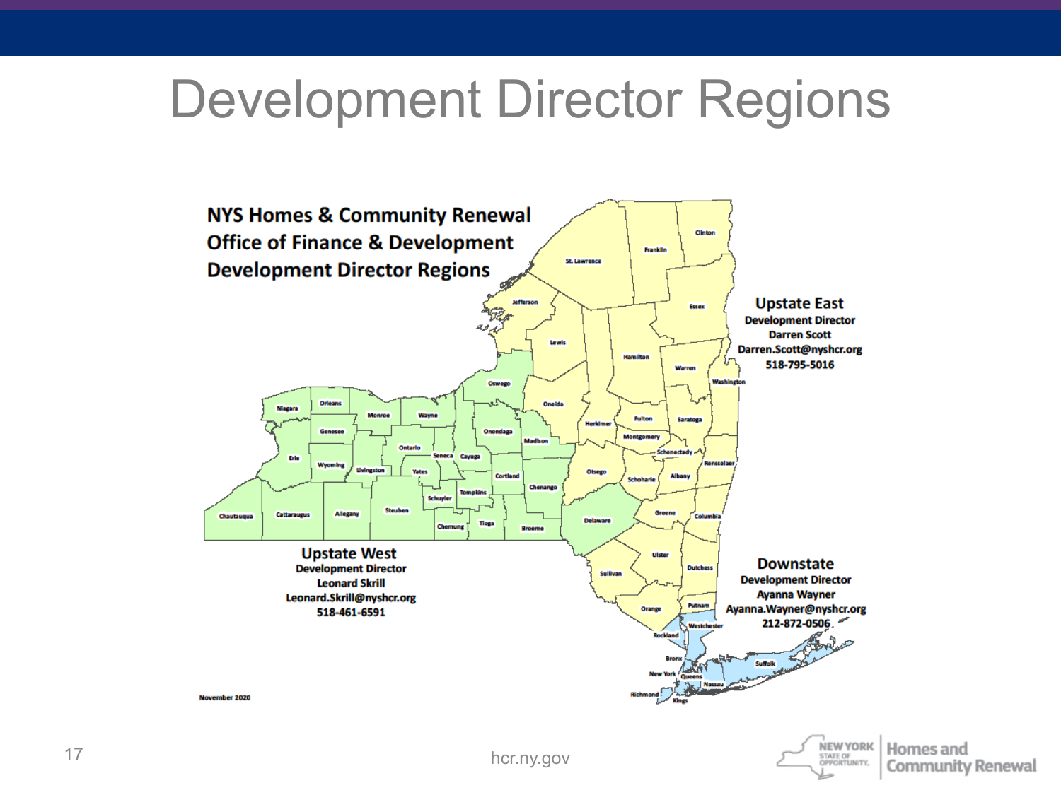# Development Director Regions

**NYS Homes & Community Renewal**
**Office of Finance & Development**
**Development Director Regions**

**Upstate East**
Development Director
Darren Scott
Darren.Scott@nyshcr.org
518-795-5016

**Upstate West**
Development Director
Leonard Skrill
Leonard.Skrill@nyshcr.org
518-461-6591

**Downstate**
Development Director
Ayanna Wayner
Ayanna.Wayner@nyshcr.org
212-872-0506

November 2020

hcr.ny.gov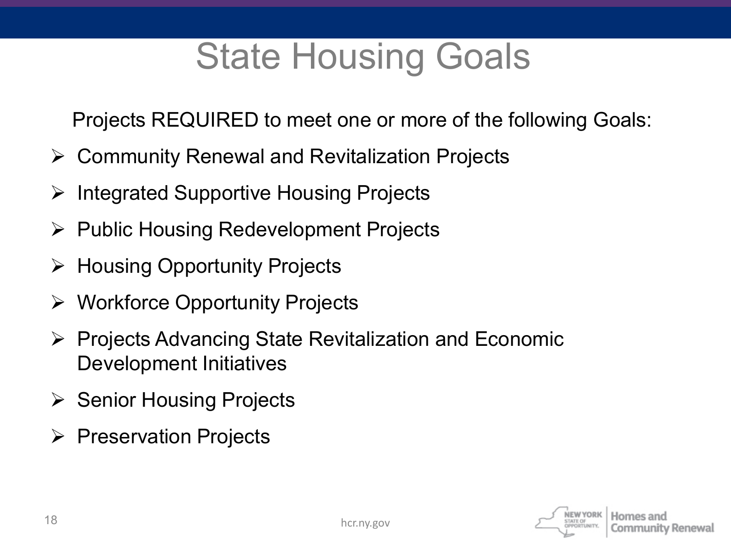# State Housing Goals

Projects REQUIRED to meet one or more of the following Goals:

- Community Renewal and Revitalization Projects
- Integrated Supportive Housing Projects
- Public Housing Redevelopment Projects
- Housing Opportunity Projects
- Workforce Opportunity Projects
- Projects Advancing State Revitalization and Economic Development Initiatives
- Senior Housing Projects
- Preservation Projects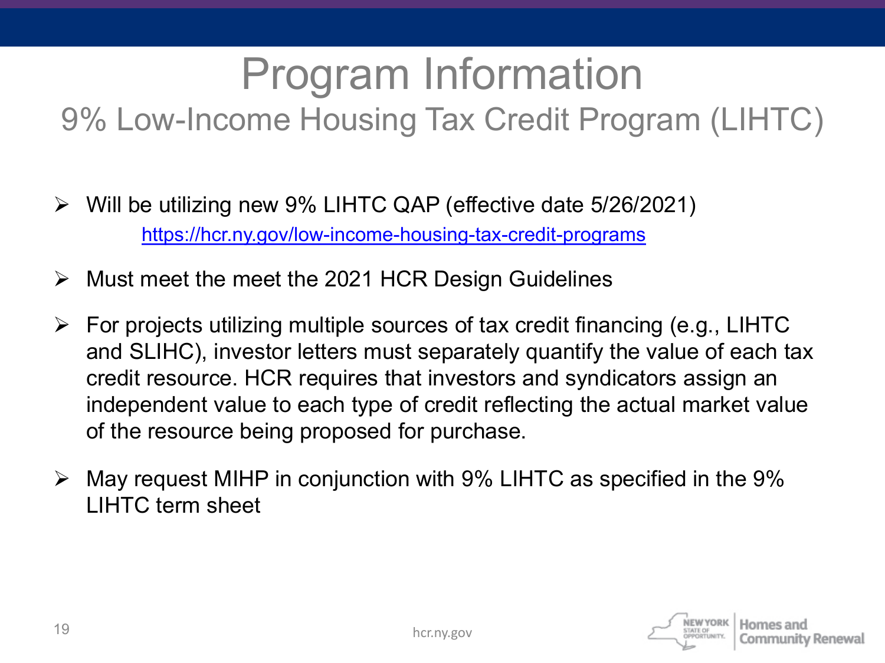# Program Information

## 9% Low-Income Housing Tax Credit Program (LIHTC)

- Will be utilizing new 9% LIHTC QAP (effective date 5/26/2021)
  https://hcr.ny.gov/low-income-housing-tax-credit-programs
- Must meet the meet the 2021 HCR Design Guidelines
- For projects utilizing multiple sources of tax credit financing (e.g., LIHTC and SLIHC), investor letters must separately quantify the value of each tax credit resource. HCR requires that investors and syndicators assign an independent value to each type of credit reflecting the actual market value of the resource being proposed for purchase.
- May request MIHP in conjunction with 9% LIHTC as specified in the 9% LIHTC term sheet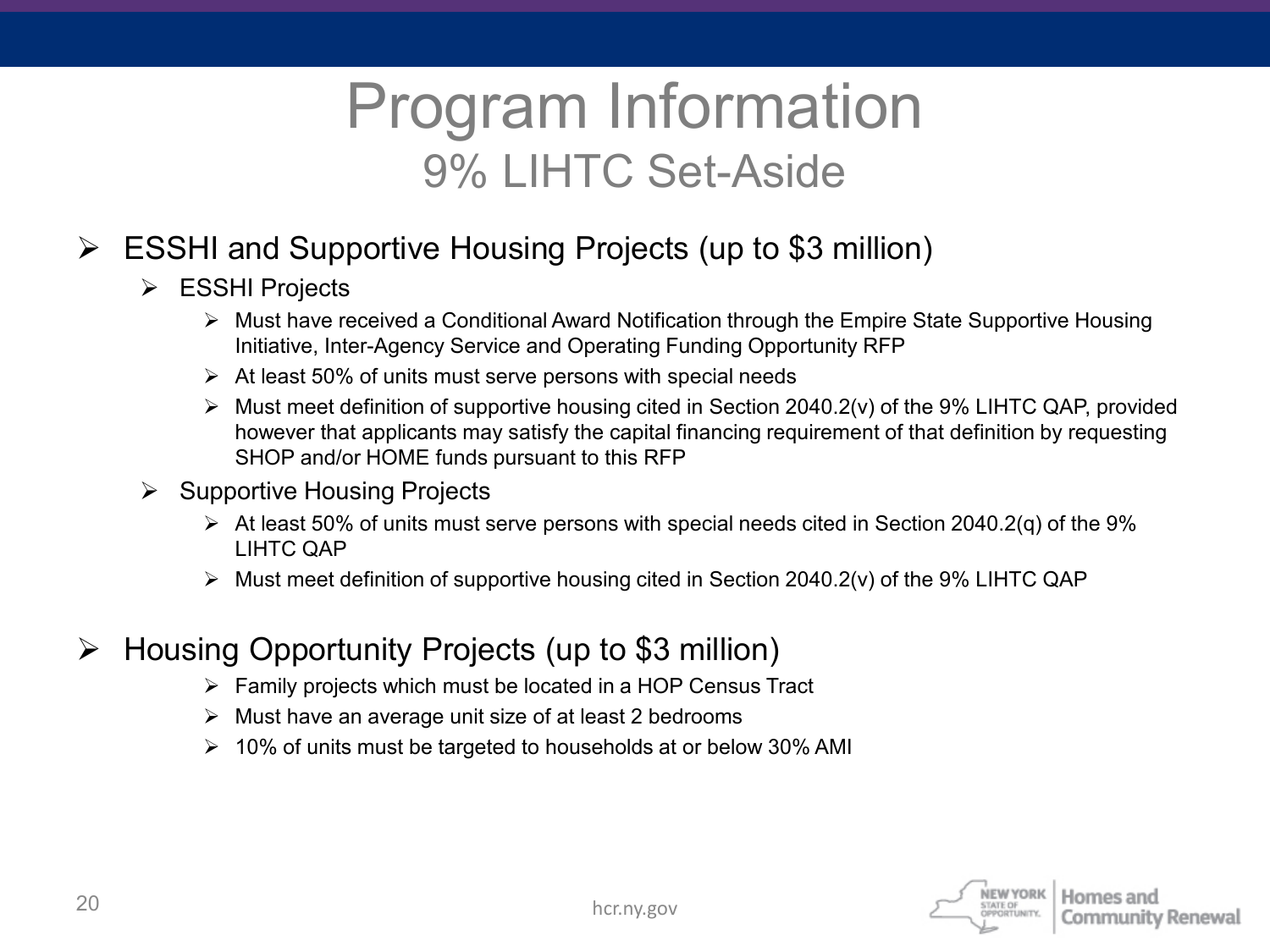# Program Information

## 9% LIHTC Set-Aside

- ESSHI and Supportive Housing Projects (up to $3 million)
  - ESSHI Projects
    - Must have received a Conditional Award Notification through the Empire State Supportive Housing Initiative, Inter-Agency Service and Operating Funding Opportunity RFP
    - At least 50% of units must serve persons with special needs
    - Must meet definition of supportive housing cited in Section 2040.2(v) of the 9% LIHTC QAP, provided however that applicants may satisfy the capital financing requirement of that definition by requesting SHOP and/or HOME funds pursuant to this RFP
  - Supportive Housing Projects
    - At least 50% of units must serve persons with special needs cited in Section 2040.2(q) of the 9% LIHTC QAP
    - Must meet definition of supportive housing cited in Section 2040.2(v) of the 9% LIHTC QAP

- Housing Opportunity Projects (up to $3 million)
  - Family projects which must be located in a HOP Census Tract
  - Must have an average unit size of at least 2 bedrooms
  - 10% of units must be targeted to households at or below 30% AMI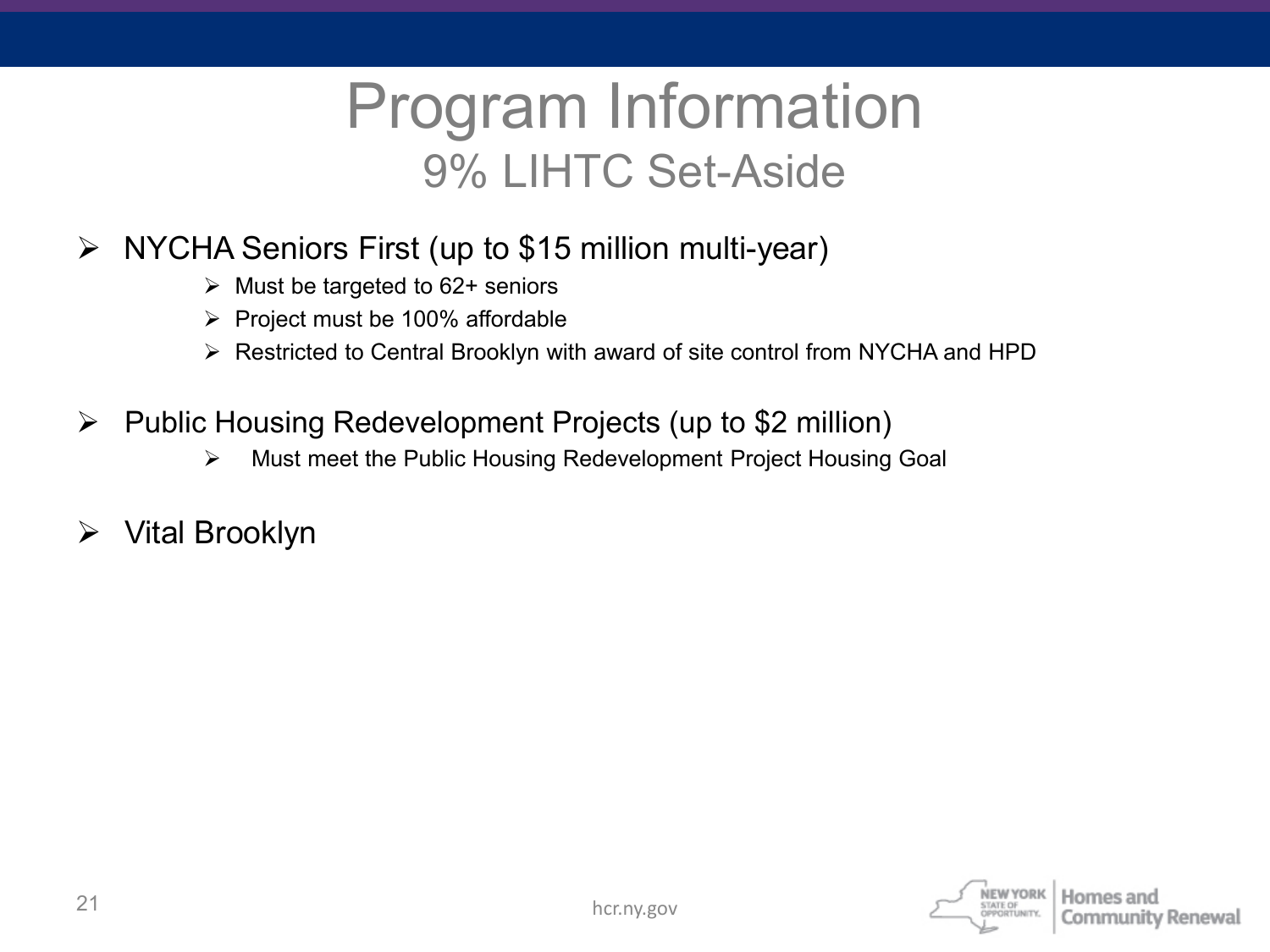# Program Information

## 9% LIHTC Set-Aside

- NYCHA Seniors First (up to $15 million multi-year)
  - Must be targeted to 62+ seniors
  - Project must be 100% affordable
  - Restricted to Central Brooklyn with award of site control from NYCHA and HPD

- Public Housing Redevelopment Projects (up to $2 million)
  - Must meet the Public Housing Redevelopment Project Housing Goal

- Vital Brooklyn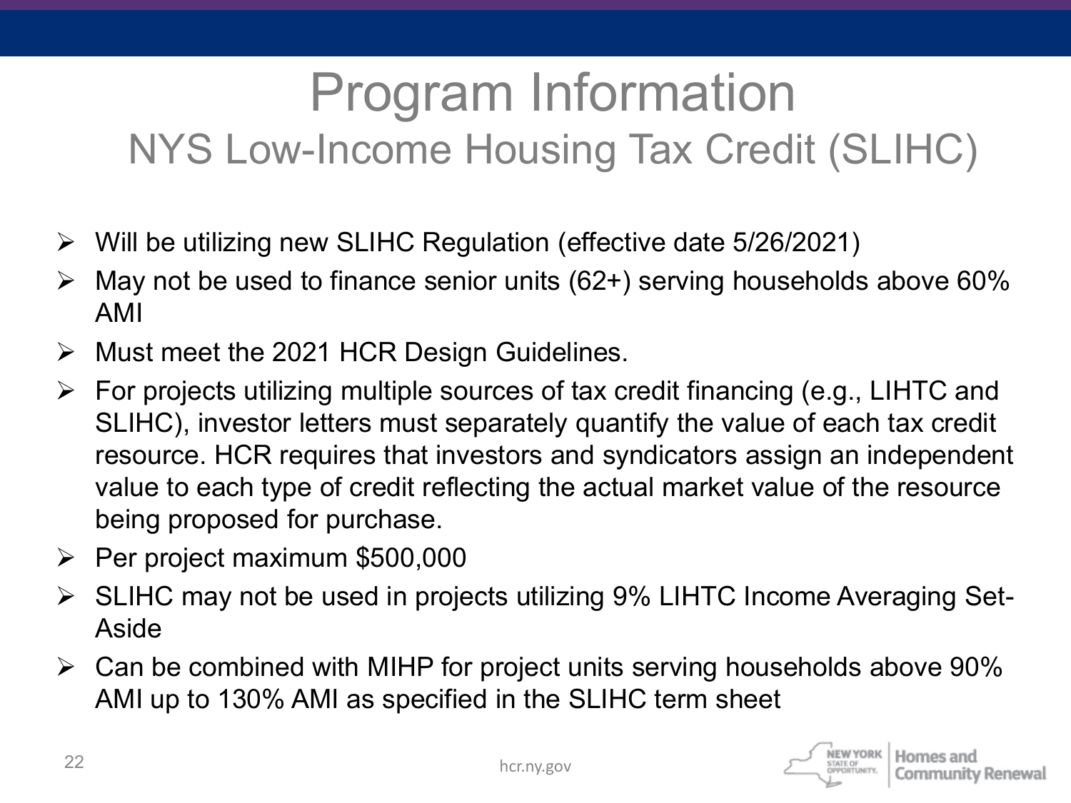# Program Information

## NYS Low-Income Housing Tax Credit (SLIHC)

- Will be utilizing new SLIHC Regulation (effective date 5/26/2021)
- May not be used to finance senior units (62+) serving households above 60% AMI
- Must meet the 2021 HCR Design Guidelines.
- For projects utilizing multiple sources of tax credit financing (e.g., LIHTC and SLIHC), investor letters must separately quantify the value of each tax credit resource. HCR requires that investors and syndicators assign an independent value to each type of credit reflecting the actual market value of the resource being proposed for purchase.
- Per project maximum $500,000
- SLIHC may not be used in projects utilizing 9% LIHTC Income Averaging Set-Aside
- Can be combined with MIHP for project units serving households above 90% AMI up to 130% AMI as specified in the SLIHC term sheet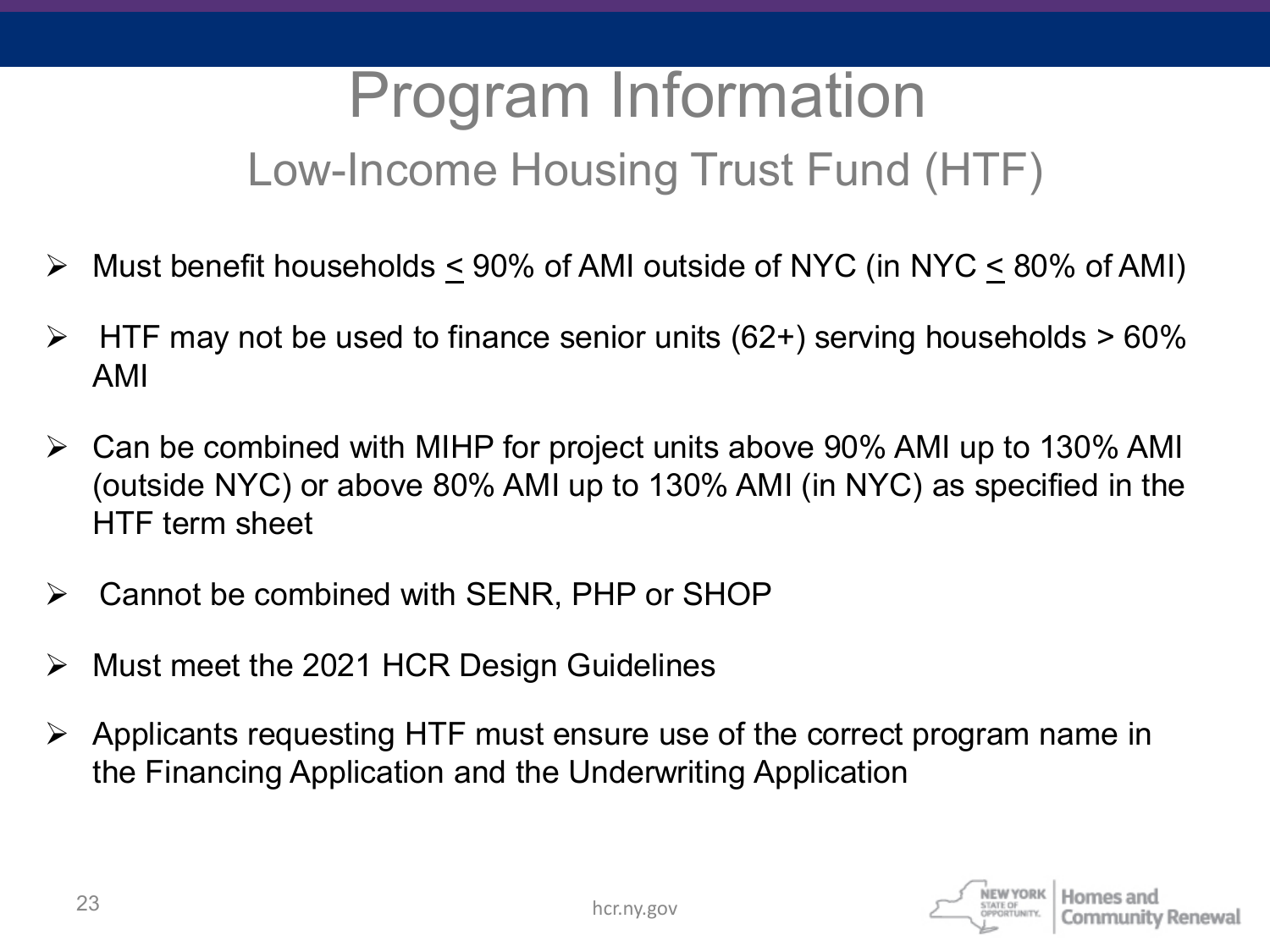# Program Information

## Low-Income Housing Trust Fund (HTF)

- Must benefit households ≤ 90% of AMI outside of NYC (in NYC ≤ 80% of AMI)
- HTF may not be used to finance senior units (62+) serving households > 60% AMI
- Can be combined with MIHP for project units above 90% AMI up to 130% AMI (outside NYC) or above 80% AMI up to 130% AMI (in NYC) as specified in the HTF term sheet
- Cannot be combined with SENR, PHP or SHOP
- Must meet the 2021 HCR Design Guidelines
- Applicants requesting HTF must ensure use of the correct program name in the Financing Application and the Underwriting Application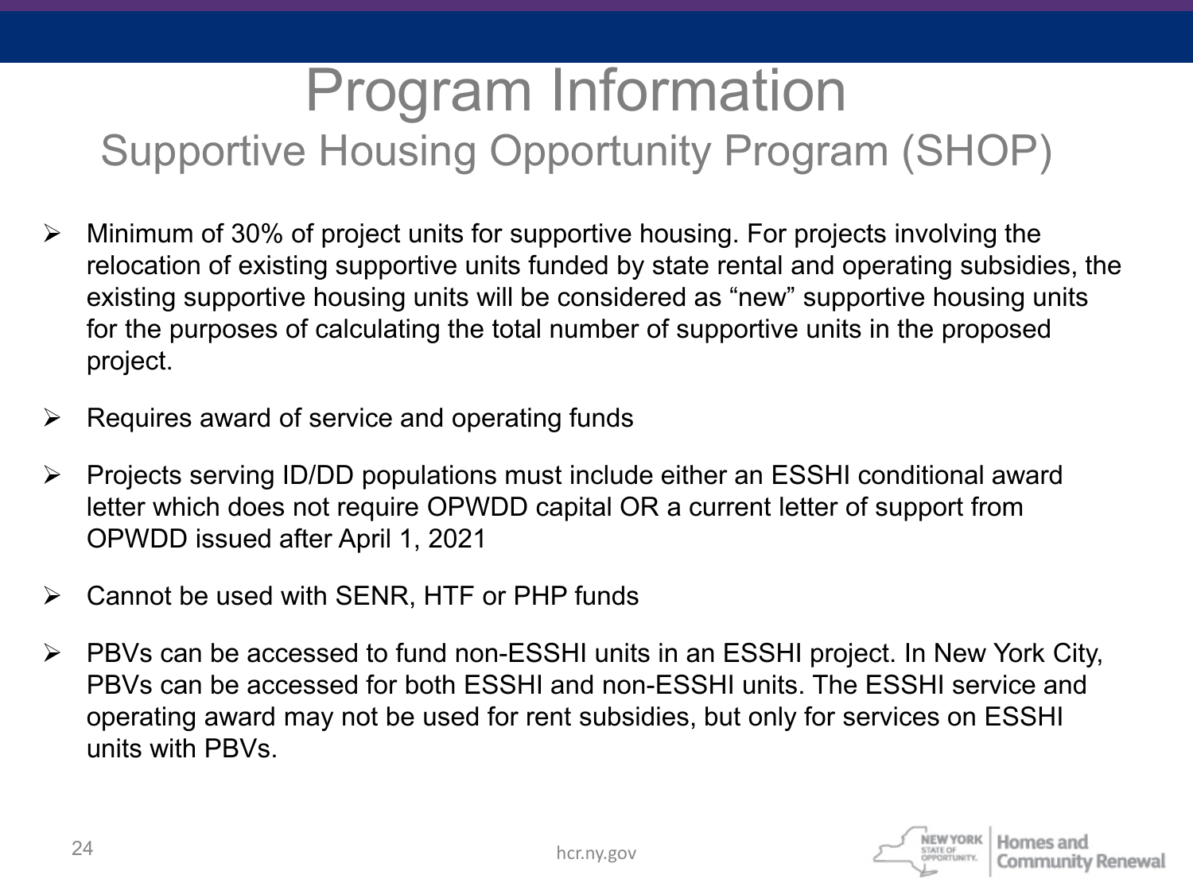# Program Information

## Supportive Housing Opportunity Program (SHOP)

- Minimum of 30% of project units for supportive housing. For projects involving the relocation of existing supportive units funded by state rental and operating subsidies, the existing supportive housing units will be considered as "new" supportive housing units for the purposes of calculating the total number of supportive units in the proposed project.
- Requires award of service and operating funds
- Projects serving ID/DD populations must include either an ESSHI conditional award letter which does not require OPWDD capital OR a current letter of support from OPWDD issued after April 1, 2021
- Cannot be used with SENR, HTF or PHP funds
- PBVs can be accessed to fund non-ESSHI units in an ESSHI project. In New York City, PBVs can be accessed for both ESSHI and non-ESSHI units. The ESSHI service and operating award may not be used for rent subsidies, but only for services on ESSHI units with PBVs.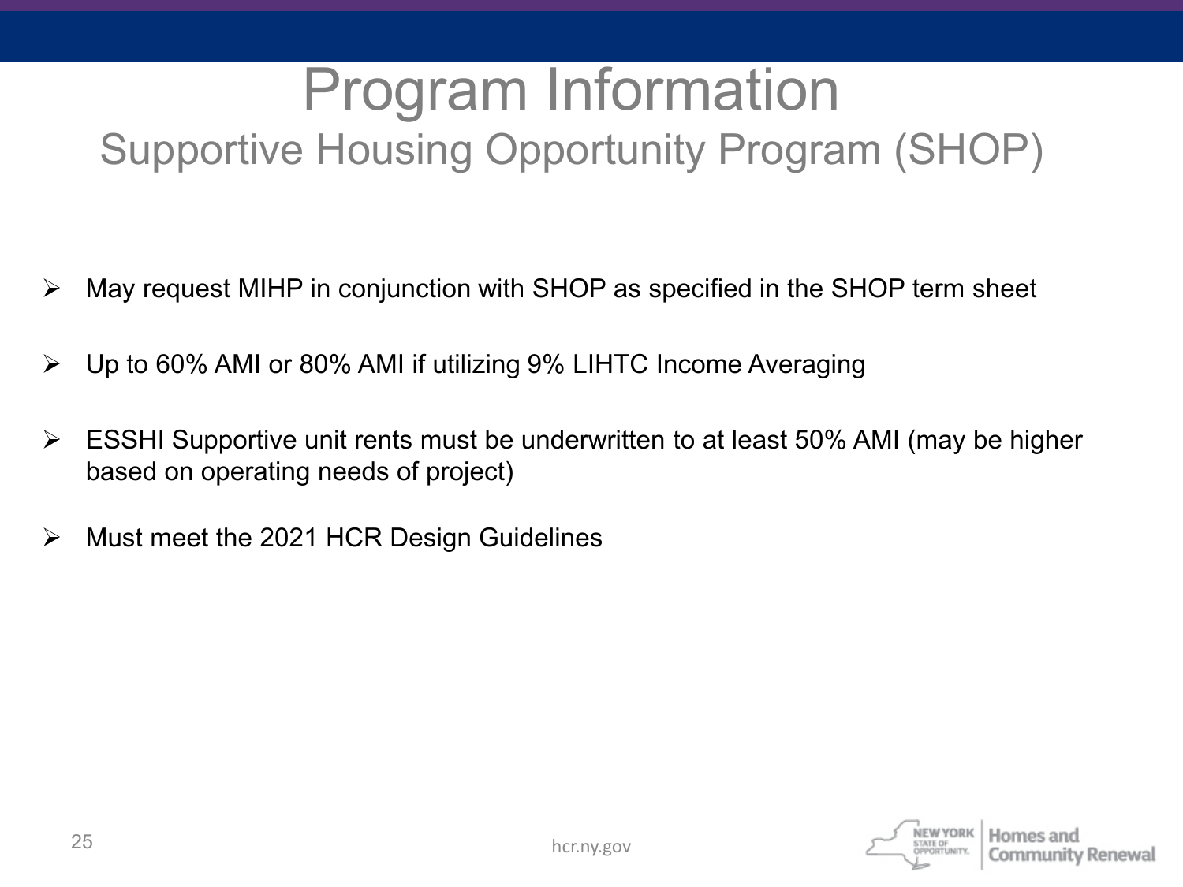# Program Information

## Supportive Housing Opportunity Program (SHOP)

- May request MIHP in conjunction with SHOP as specified in the SHOP term sheet
- Up to 60% AMI or 80% AMI if utilizing 9% LIHTC Income Averaging
- ESSHI Supportive unit rents must be underwritten to at least 50% AMI (may be higher based on operating needs of project)
- Must meet the 2021 HCR Design Guidelines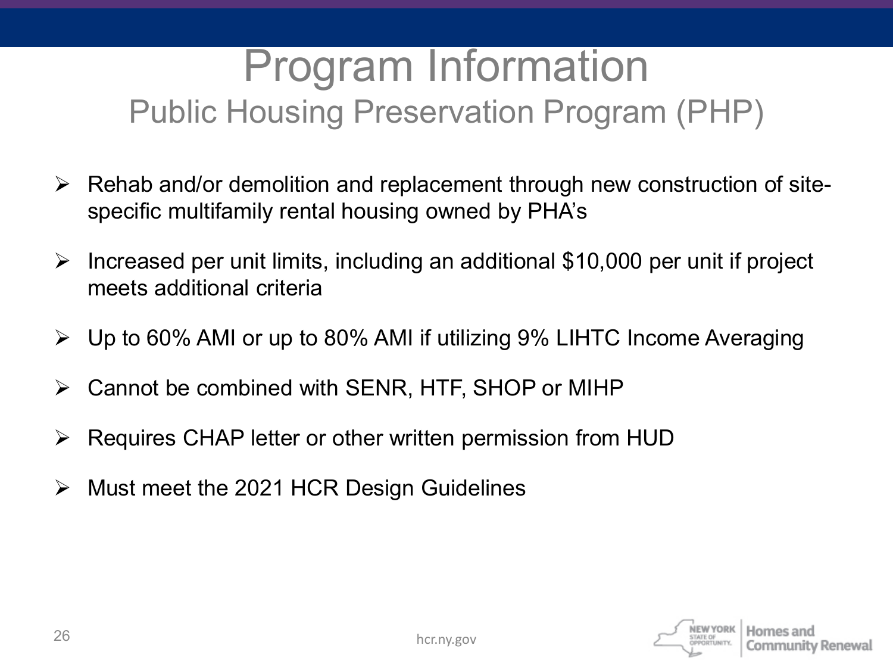# Program Information

## Public Housing Preservation Program (PHP)

- Rehab and/or demolition and replacement through new construction of site-specific multifamily rental housing owned by PHA's
- Increased per unit limits, including an additional $10,000 per unit if project meets additional criteria
- Up to 60% AMI or up to 80% AMI if utilizing 9% LIHTC Income Averaging
- Cannot be combined with SENR, HTF, SHOP or MIHP
- Requires CHAP letter or other written permission from HUD
- Must meet the 2021 HCR Design Guidelines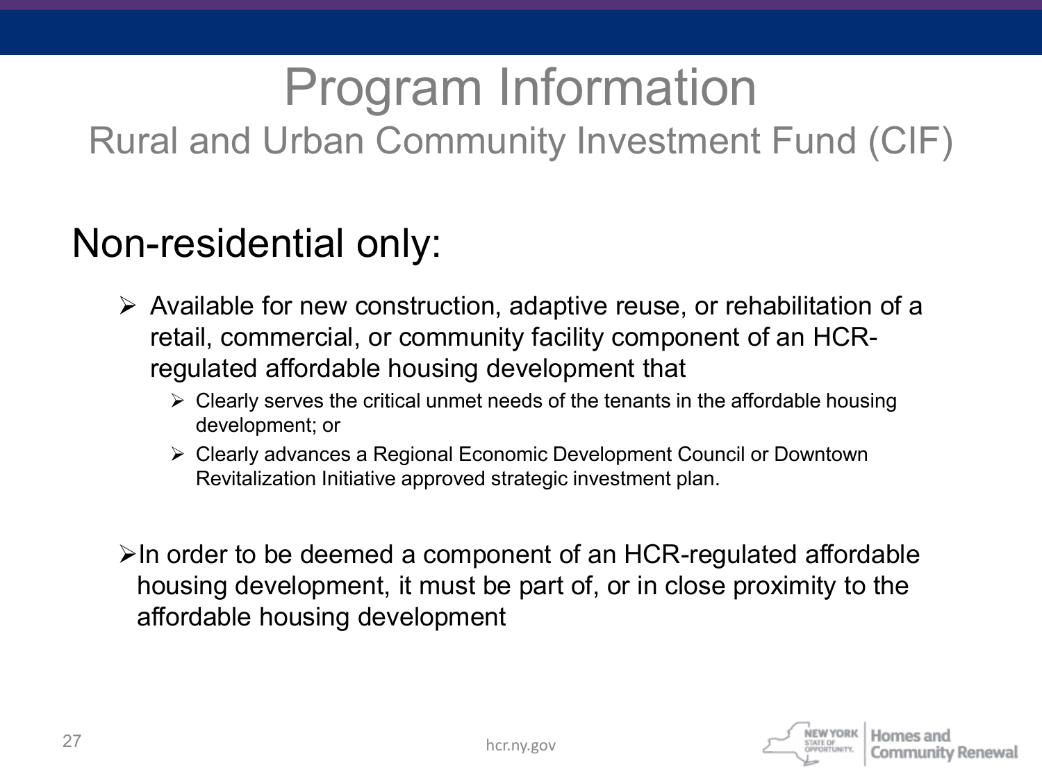# Program Information

## Rural and Urban Community Investment Fund (CIF)

### Non-residential only:

- Available for new construction, adaptive reuse, or rehabilitation of a retail, commercial, or community facility component of an HCR-regulated affordable housing development that
  - Clearly serves the critical unmet needs of the tenants in the affordable housing development; or
  - Clearly advances a Regional Economic Development Council or Downtown Revitalization Initiative approved strategic investment plan.

- In order to be deemed a component of an HCR-regulated affordable housing development, it must be part of, or in close proximity to the affordable housing development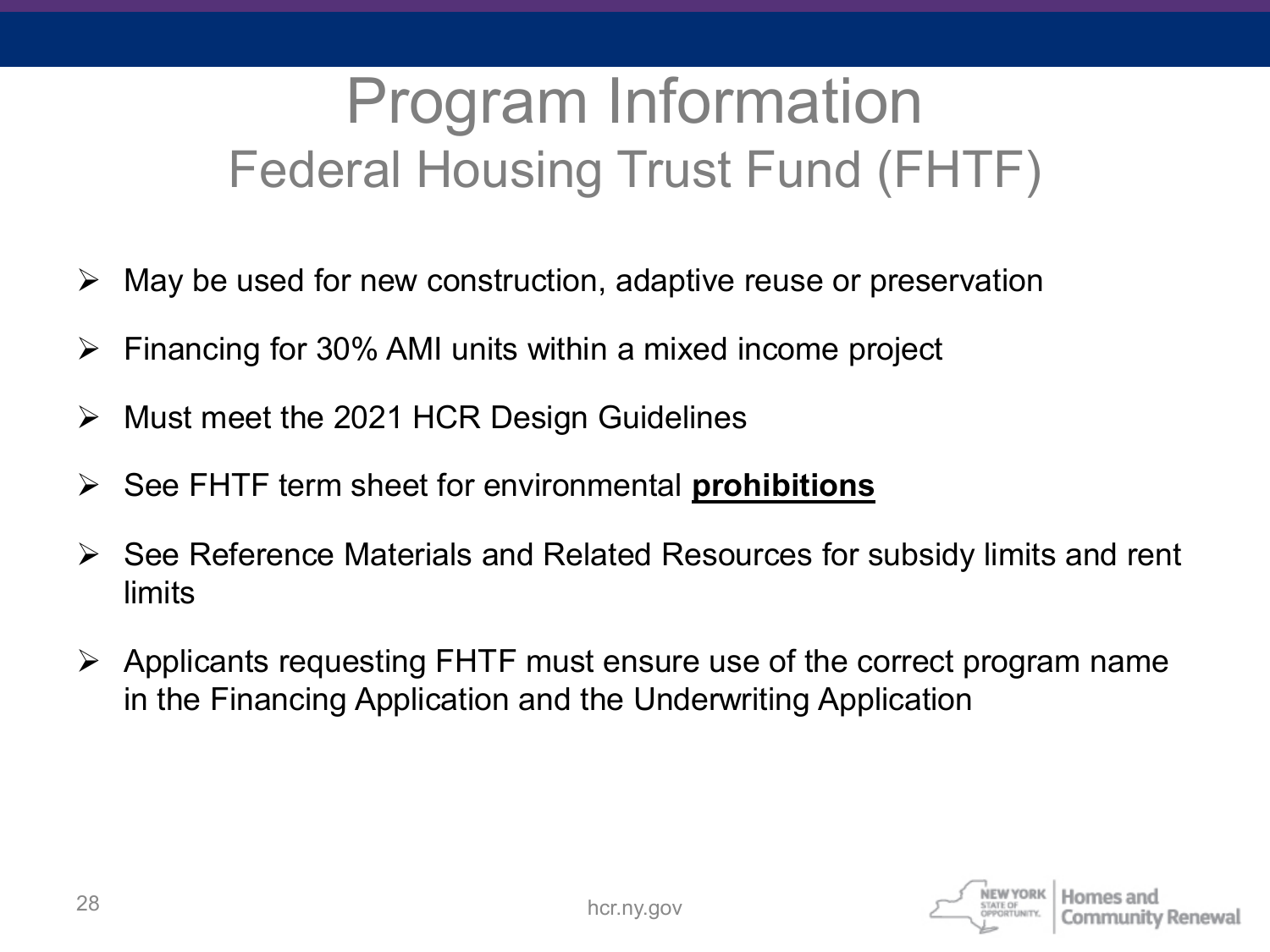# Program Information

## Federal Housing Trust Fund (FHTF)

- May be used for new construction, adaptive reuse or preservation
- Financing for 30% AMI units within a mixed income project
- Must meet the 2021 HCR Design Guidelines
- See FHTF term sheet for environmental **prohibitions**
- See Reference Materials and Related Resources for subsidy limits and rent limits
- Applicants requesting FHTF must ensure use of the correct program name in the Financing Application and the Underwriting Application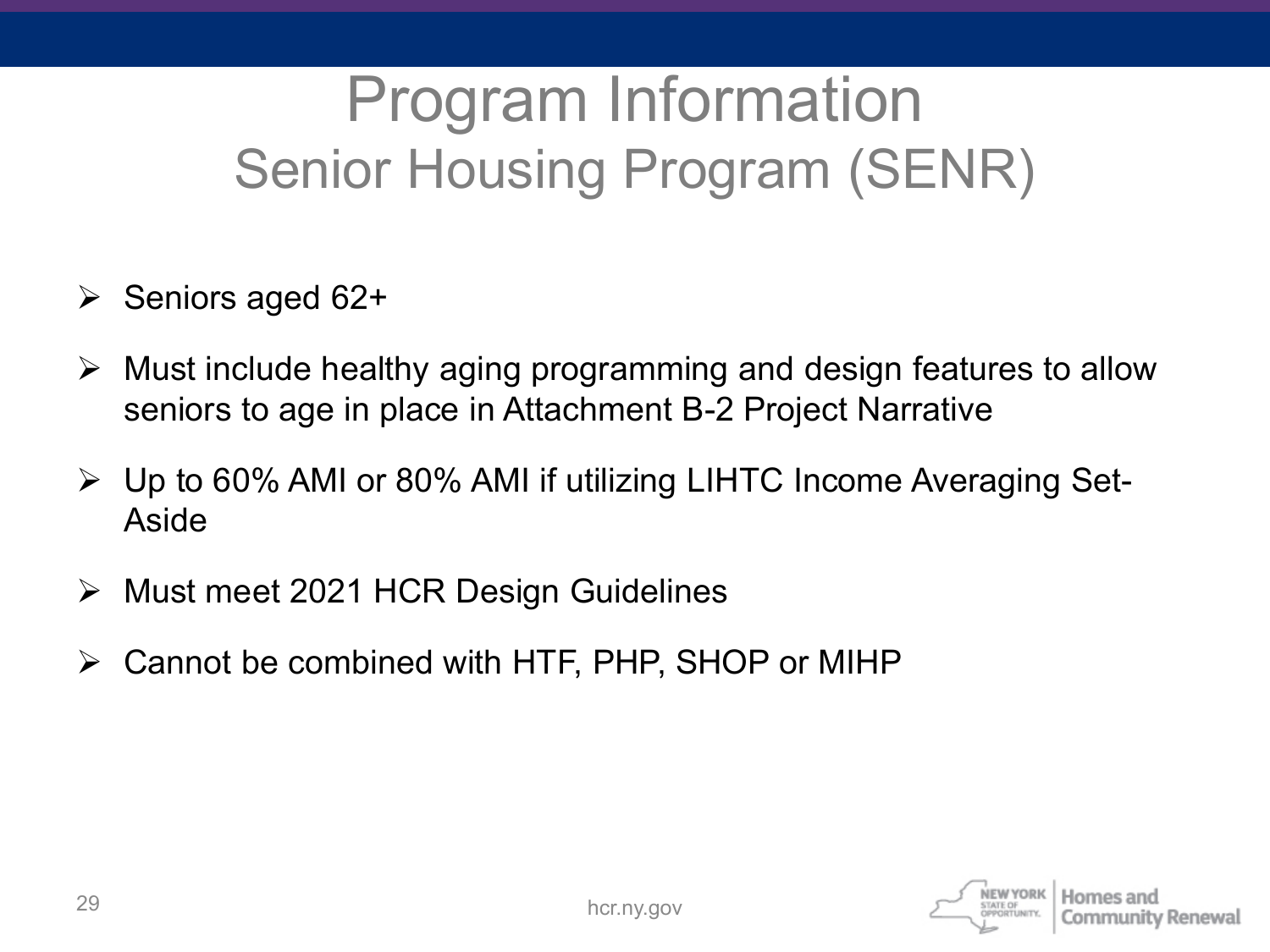# Program Information
## Senior Housing Program (SENR)

- Seniors aged 62+
- Must include healthy aging programming and design features to allow seniors to age in place in Attachment B-2 Project Narrative
- Up to 60% AMI or 80% AMI if utilizing LIHTC Income Averaging Set-Aside
- Must meet 2021 HCR Design Guidelines
- Cannot be combined with HTF, PHP, SHOP or MIHP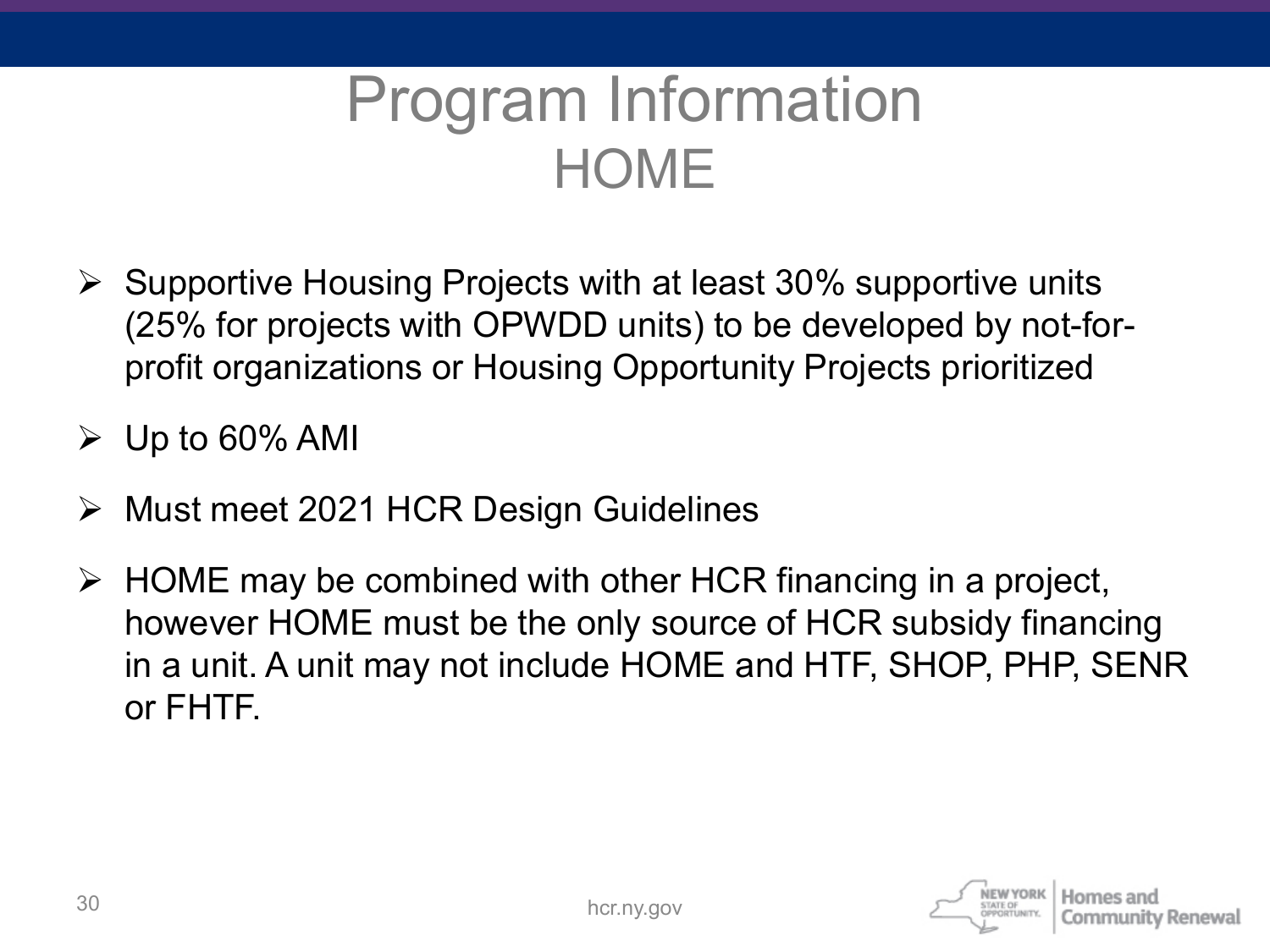# Program Information

## HOME

- Supportive Housing Projects with at least 30% supportive units (25% for projects with OPWDD units) to be developed by not-for-profit organizations or Housing Opportunity Projects prioritized
- Up to 60% AMI
- Must meet 2021 HCR Design Guidelines
- HOME may be combined with other HCR financing in a project, however HOME must be the only source of HCR subsidy financing in a unit. A unit may not include HOME and HTF, SHOP, PHP, SENR or FHTF.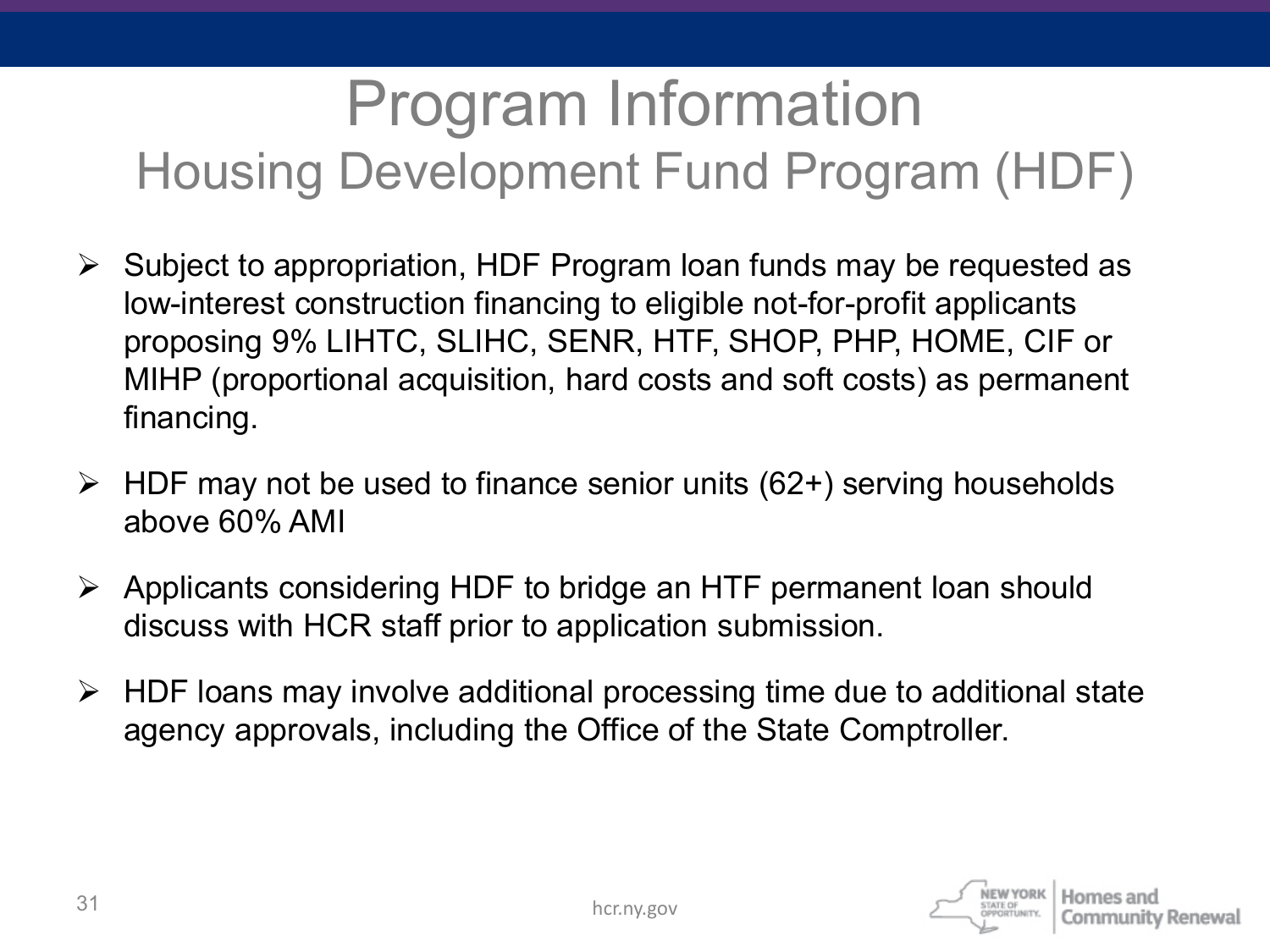# Program Information

## Housing Development Fund Program (HDF)

- Subject to appropriation, HDF Program loan funds may be requested as low-interest construction financing to eligible not-for-profit applicants proposing 9% LIHTC, SLIHC, SENR, HTF, SHOP, PHP, HOME, CIF or MIHP (proportional acquisition, hard costs and soft costs) as permanent financing.
- HDF may not be used to finance senior units (62+) serving households above 60% AMI
- Applicants considering HDF to bridge an HTF permanent loan should discuss with HCR staff prior to application submission.
- HDF loans may involve additional processing time due to additional state agency approvals, including the Office of the State Comptroller.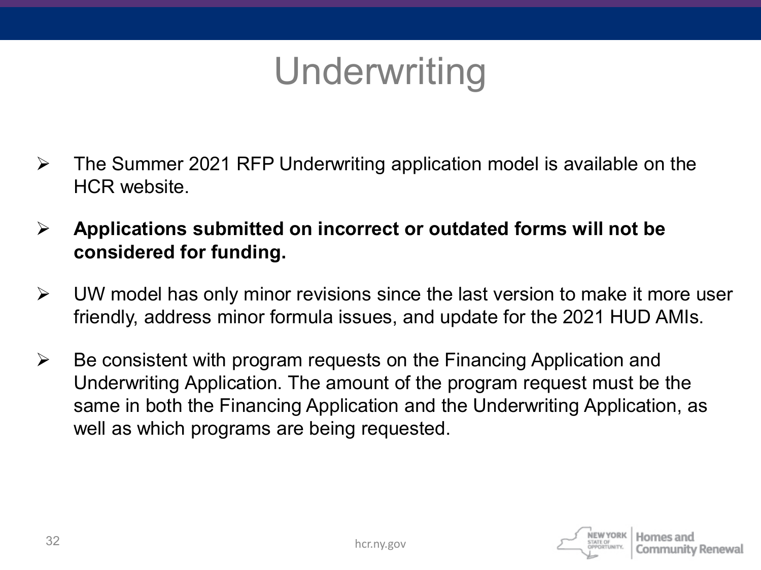# Underwriting

- The Summer 2021 RFP Underwriting application model is available on the HCR website.
- **Applications submitted on incorrect or outdated forms will not be considered for funding.**
- UW model has only minor revisions since the last version to make it more user friendly, address minor formula issues, and update for the 2021 HUD AMIs.
- Be consistent with program requests on the Financing Application and Underwriting Application. The amount of the program request must be the same in both the Financing Application and the Underwriting Application, as well as which programs are being requested.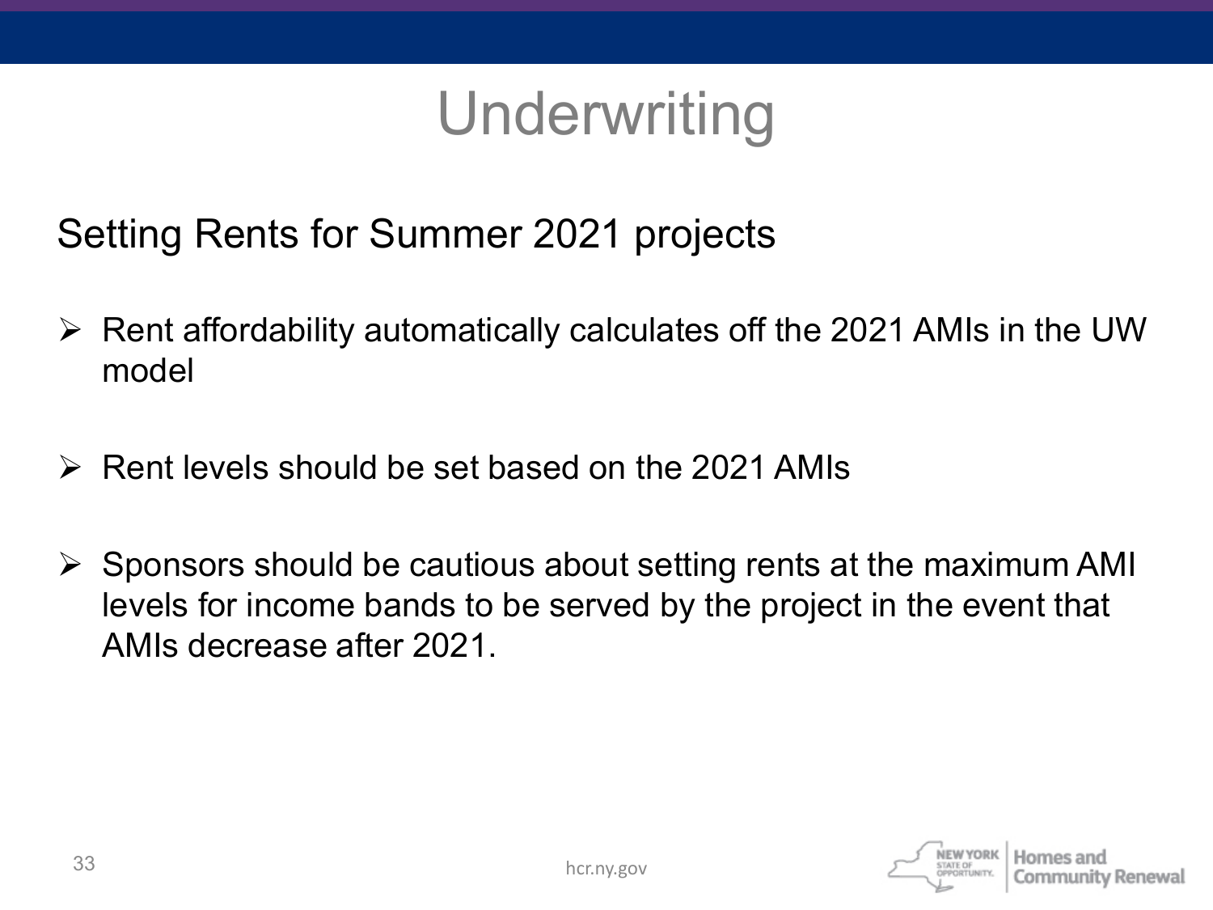# Underwriting

Setting Rents for Summer 2021 projects

- Rent affordability automatically calculates off the 2021 AMIs in the UW model
- Rent levels should be set based on the 2021 AMIs
- Sponsors should be cautious about setting rents at the maximum AMI levels for income bands to be served by the project in the event that AMIs decrease after 2021.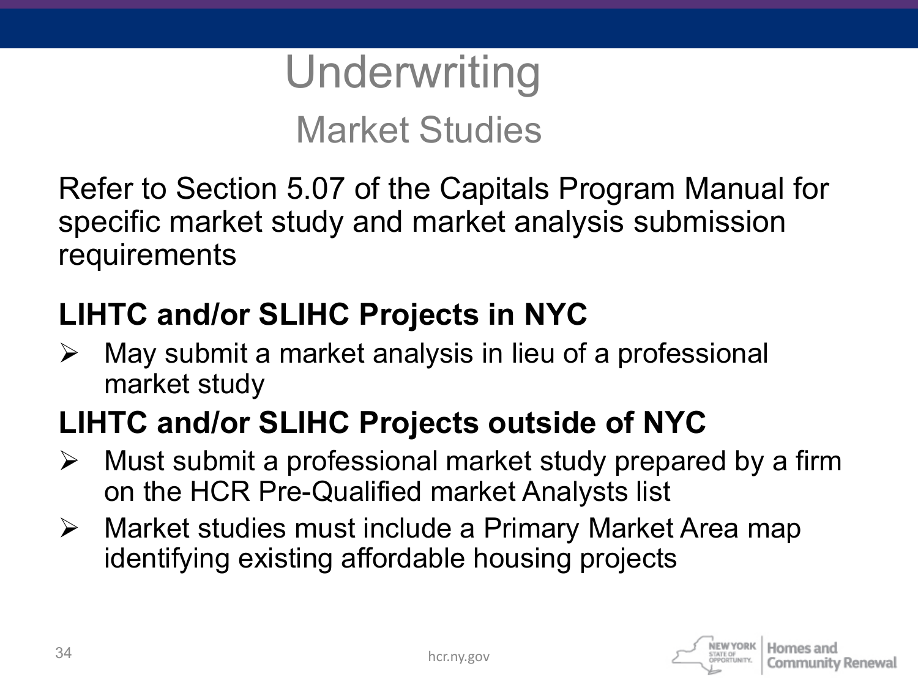# Underwriting

## Market Studies

Refer to Section 5.07 of the Capitals Program Manual for specific market study and market analysis submission requirements

**LIHTC and/or SLIHC Projects in NYC**

- May submit a market analysis in lieu of a professional market study

**LIHTC and/or SLIHC Projects outside of NYC**

- Must submit a professional market study prepared by a firm on the HCR Pre-Qualified market Analysts list
- Market studies must include a Primary Market Area map identifying existing affordable housing projects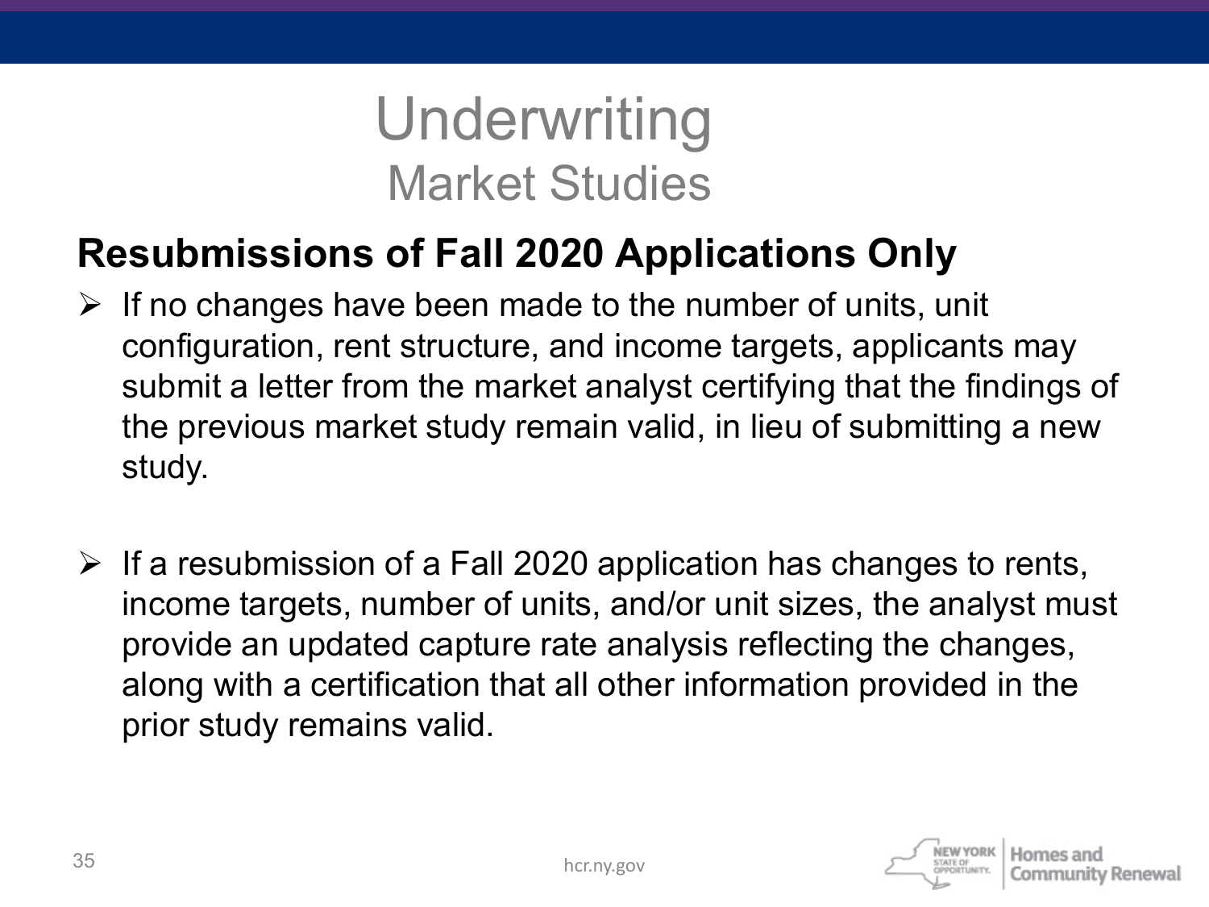# Underwriting
## Market Studies

### Resubmissions of Fall 2020 Applications Only

- If no changes have been made to the number of units, unit configuration, rent structure, and income targets, applicants may submit a letter from the market analyst certifying that the findings of the previous market study remain valid, in lieu of submitting a new study.

- If a resubmission of a Fall 2020 application has changes to rents, income targets, number of units, and/or unit sizes, the analyst must provide an updated capture rate analysis reflecting the changes, along with a certification that all other information provided in the prior study remains valid.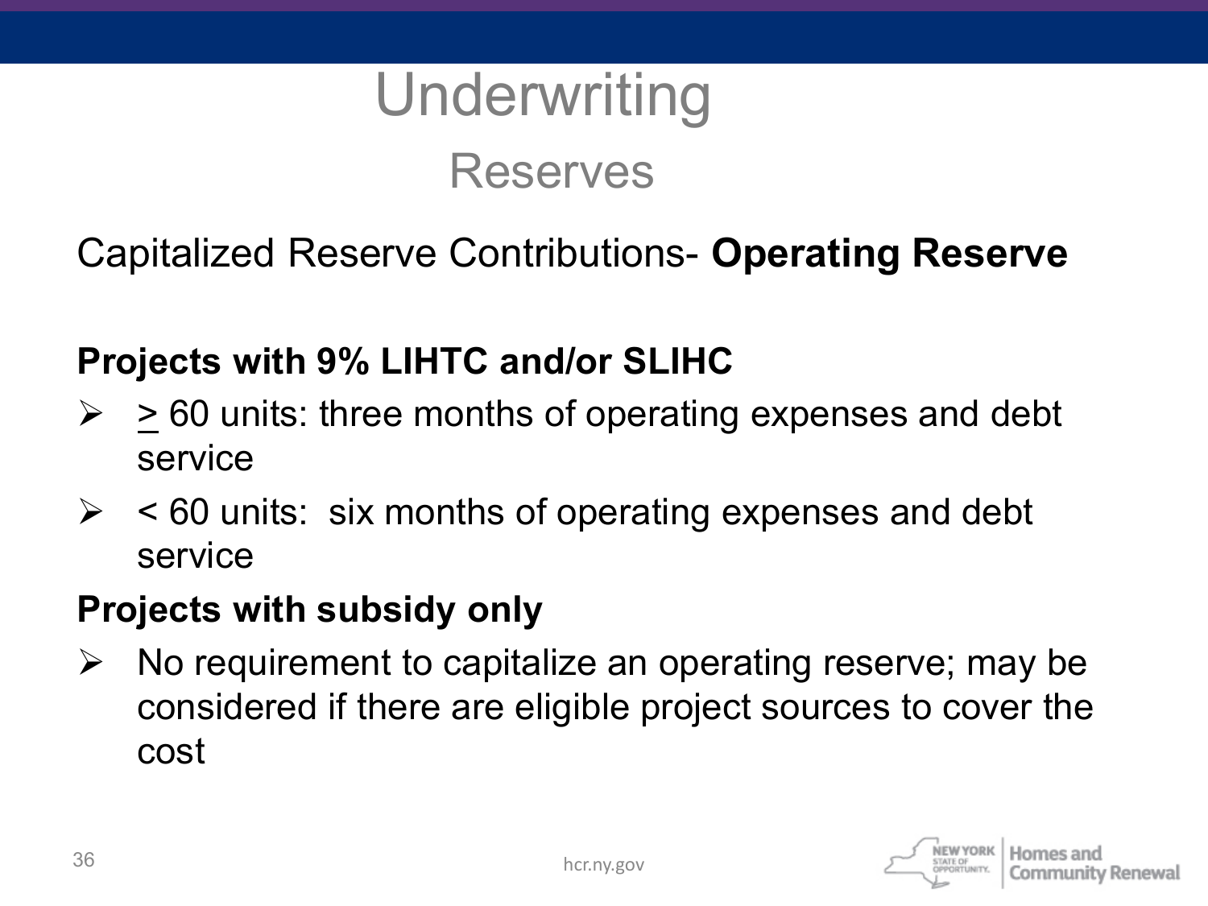# Underwriting

## Reserves

Capitalized Reserve Contributions- **Operating Reserve**

**Projects with 9% LIHTC and/or SLIHC**

- ≥ 60 units: three months of operating expenses and debt service
- < 60 units: six months of operating expenses and debt service

**Projects with subsidy only**

- No requirement to capitalize an operating reserve; may be considered if there are eligible project sources to cover the cost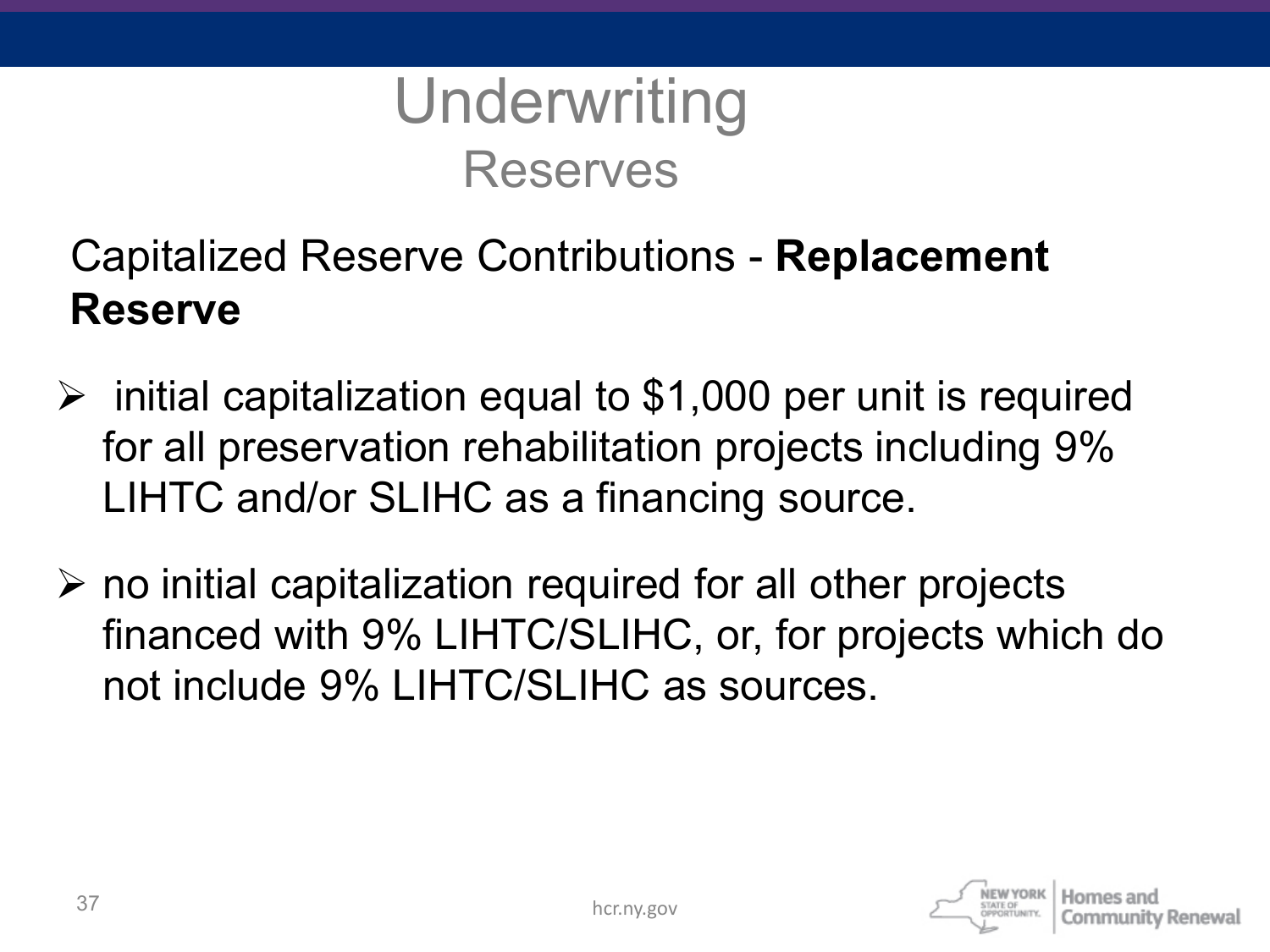# Underwriting

## Reserves

Capitalized Reserve Contributions - **Replacement Reserve**

- initial capitalization equal to $1,000 per unit is required for all preservation rehabilitation projects including 9% LIHTC and/or SLIHC as a financing source.
- no initial capitalization required for all other projects financed with 9% LIHTC/SLIHC, or, for projects which do not include 9% LIHTC/SLIHC as sources.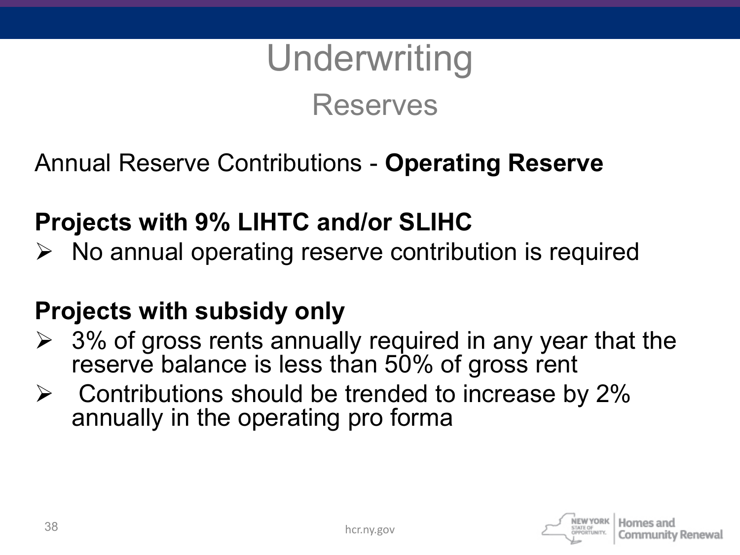# Underwriting

## Reserves

Annual Reserve Contributions - **Operating Reserve**

**Projects with 9% LIHTC and/or SLIHC**

- No annual operating reserve contribution is required

**Projects with subsidy only**

- 3% of gross rents annually required in any year that the reserve balance is less than 50% of gross rent
- Contributions should be trended to increase by 2% annually in the operating pro forma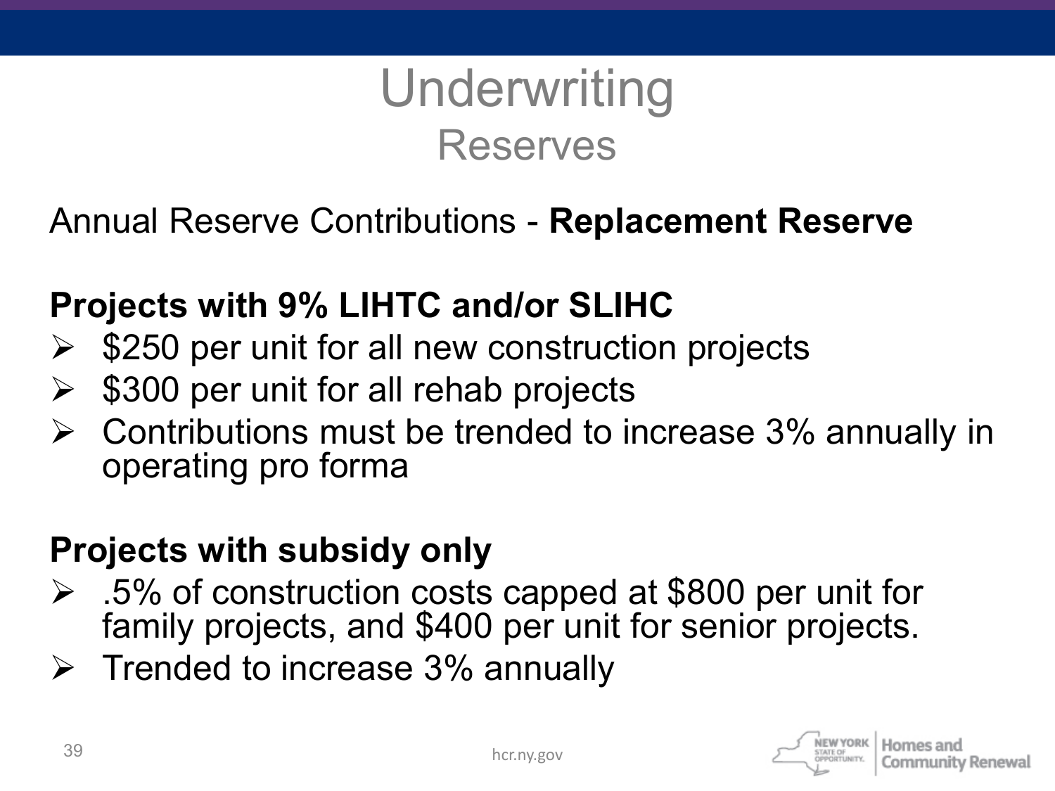# Underwriting

## Reserves

Annual Reserve Contributions - **Replacement Reserve**

**Projects with 9% LIHTC and/or SLIHC**

- $250 per unit for all new construction projects
- $300 per unit for all rehab projects
- Contributions must be trended to increase 3% annually in operating pro forma

**Projects with subsidy only**

- .5% of construction costs capped at $800 per unit for family projects, and $400 per unit for senior projects.
- Trended to increase 3% annually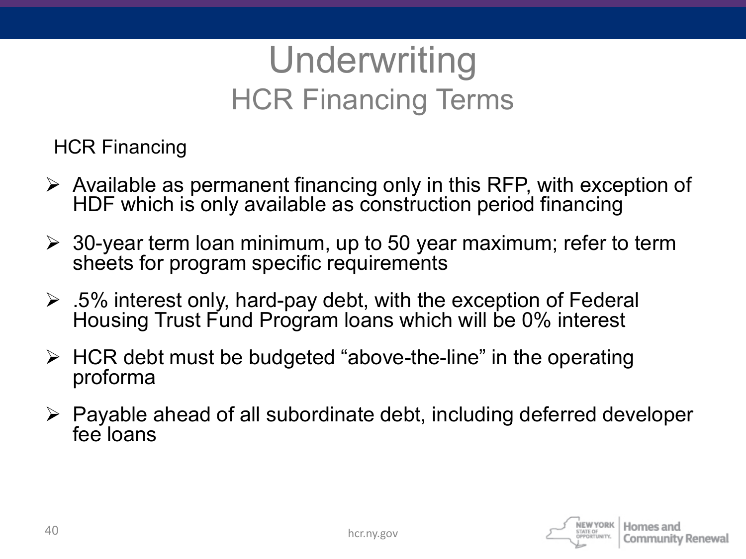# Underwriting

## HCR Financing Terms

HCR Financing

- Available as permanent financing only in this RFP, with exception of HDF which is only available as construction period financing
- 30-year term loan minimum, up to 50 year maximum; refer to term sheets for program specific requirements
- .5% interest only, hard-pay debt, with the exception of Federal Housing Trust Fund Program loans which will be 0% interest
- HCR debt must be budgeted "above-the-line" in the operating proforma
- Payable ahead of all subordinate debt, including deferred developer fee loans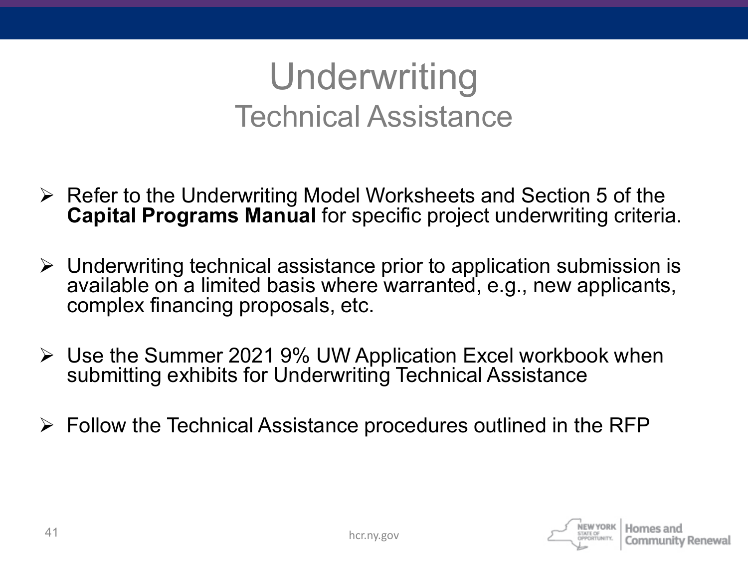# Underwriting

## Technical Assistance

- Refer to the Underwriting Model Worksheets and Section 5 of the **Capital Programs Manual** for specific project underwriting criteria.
- Underwriting technical assistance prior to application submission is available on a limited basis where warranted, e.g., new applicants, complex financing proposals, etc.
- Use the Summer 2021 9% UW Application Excel workbook when submitting exhibits for Underwriting Technical Assistance
- Follow the Technical Assistance procedures outlined in the RFP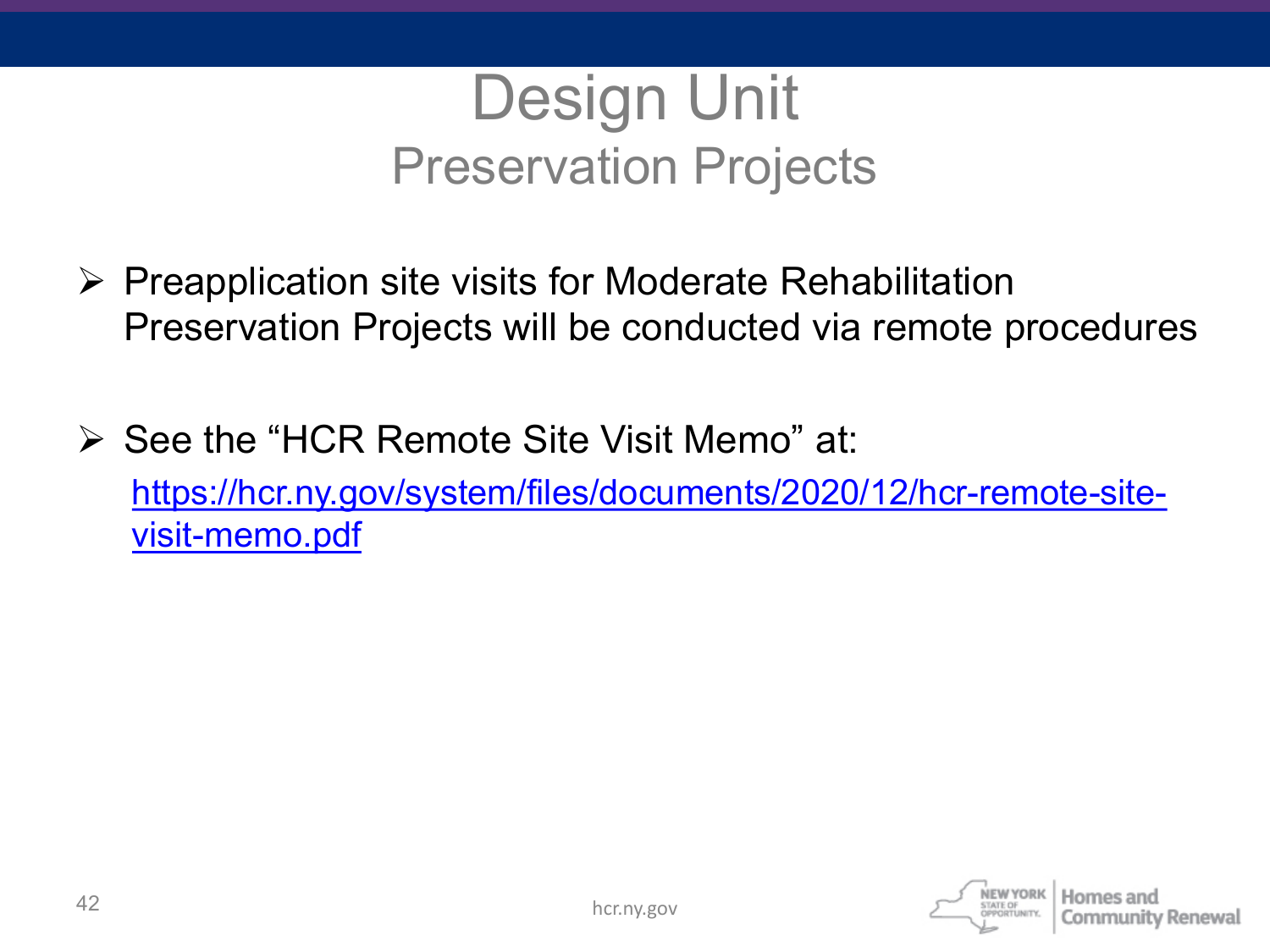# Design Unit

## Preservation Projects

- Preapplication site visits for Moderate Rehabilitation Preservation Projects will be conducted via remote procedures

- See the "HCR Remote Site Visit Memo" at: https://hcr.ny.gov/system/files/documents/2020/12/hcr-remote-site-visit-memo.pdf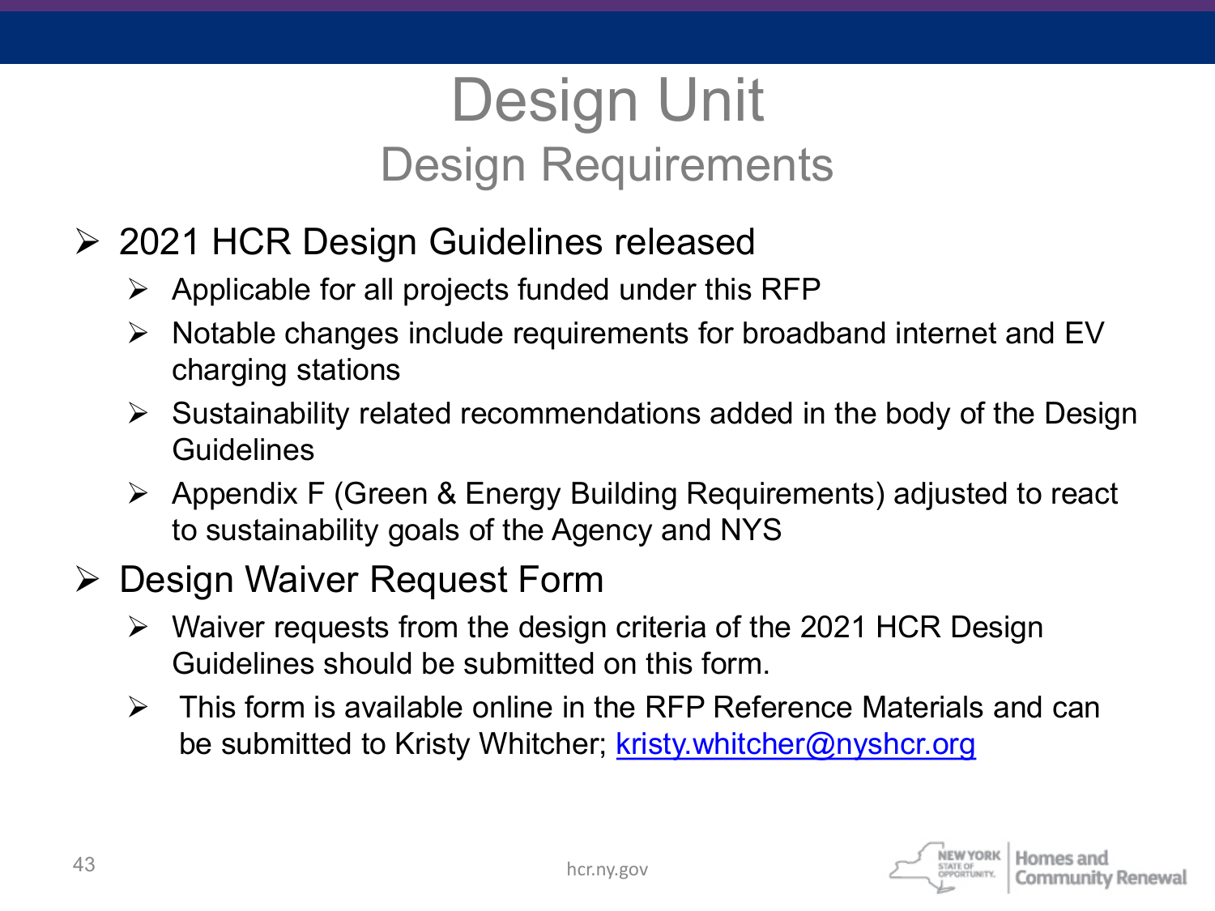# Design Unit

## Design Requirements

- 2021 HCR Design Guidelines released
  - Applicable for all projects funded under this RFP
  - Notable changes include requirements for broadband internet and EV charging stations
  - Sustainability related recommendations added in the body of the Design Guidelines
  - Appendix F (Green & Energy Building Requirements) adjusted to react to sustainability goals of the Agency and NYS
- Design Waiver Request Form
  - Waiver requests from the design criteria of the 2021 HCR Design Guidelines should be submitted on this form.
  - This form is available online in the RFP Reference Materials and can be submitted to Kristy Whitcher; kristy.whitcher@nyshcr.org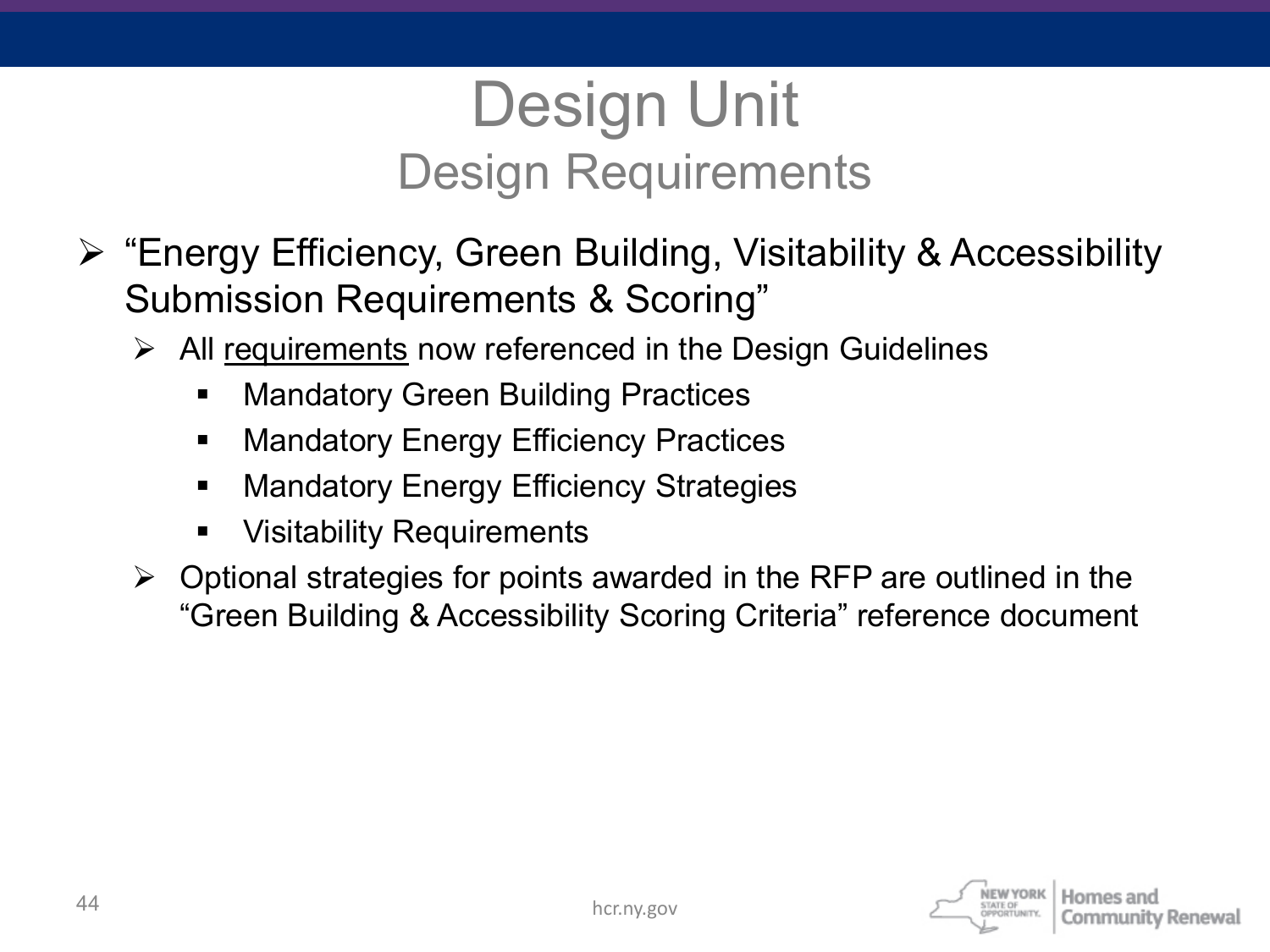# Design Unit

## Design Requirements

- "Energy Efficiency, Green Building, Visitability & Accessibility Submission Requirements & Scoring"
  - All <u>requirements</u> now referenced in the Design Guidelines
    - Mandatory Green Building Practices
    - Mandatory Energy Efficiency Practices
    - Mandatory Energy Efficiency Strategies
    - Visitability Requirements
  - Optional strategies for points awarded in the RFP are outlined in the "Green Building & Accessibility Scoring Criteria" reference document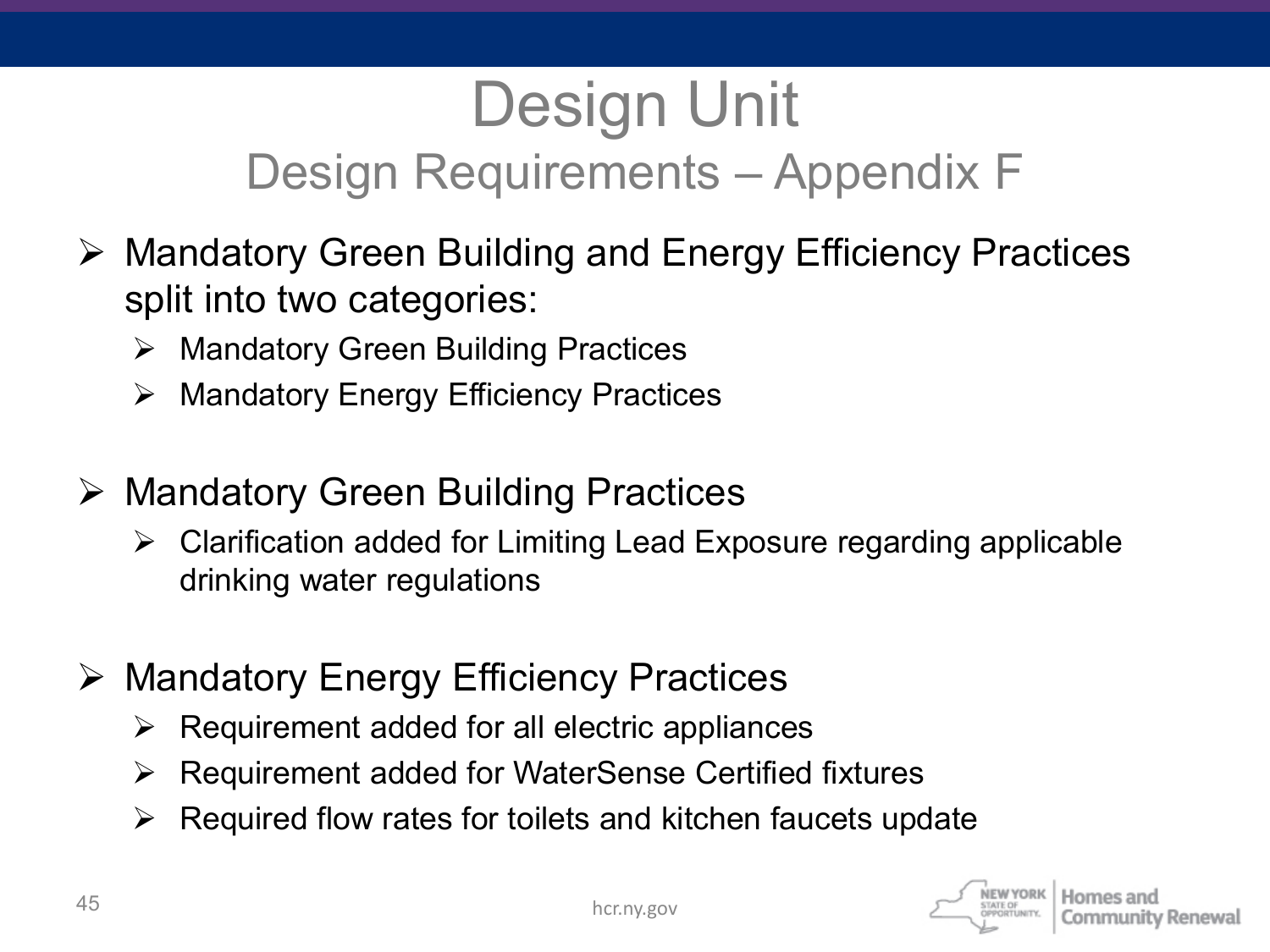# Design Unit

## Design Requirements – Appendix F

- Mandatory Green Building and Energy Efficiency Practices split into two categories:
  - Mandatory Green Building Practices
  - Mandatory Energy Efficiency Practices

- Mandatory Green Building Practices
  - Clarification added for Limiting Lead Exposure regarding applicable drinking water regulations

- Mandatory Energy Efficiency Practices
  - Requirement added for all electric appliances
  - Requirement added for WaterSense Certified fixtures
  - Required flow rates for toilets and kitchen faucets update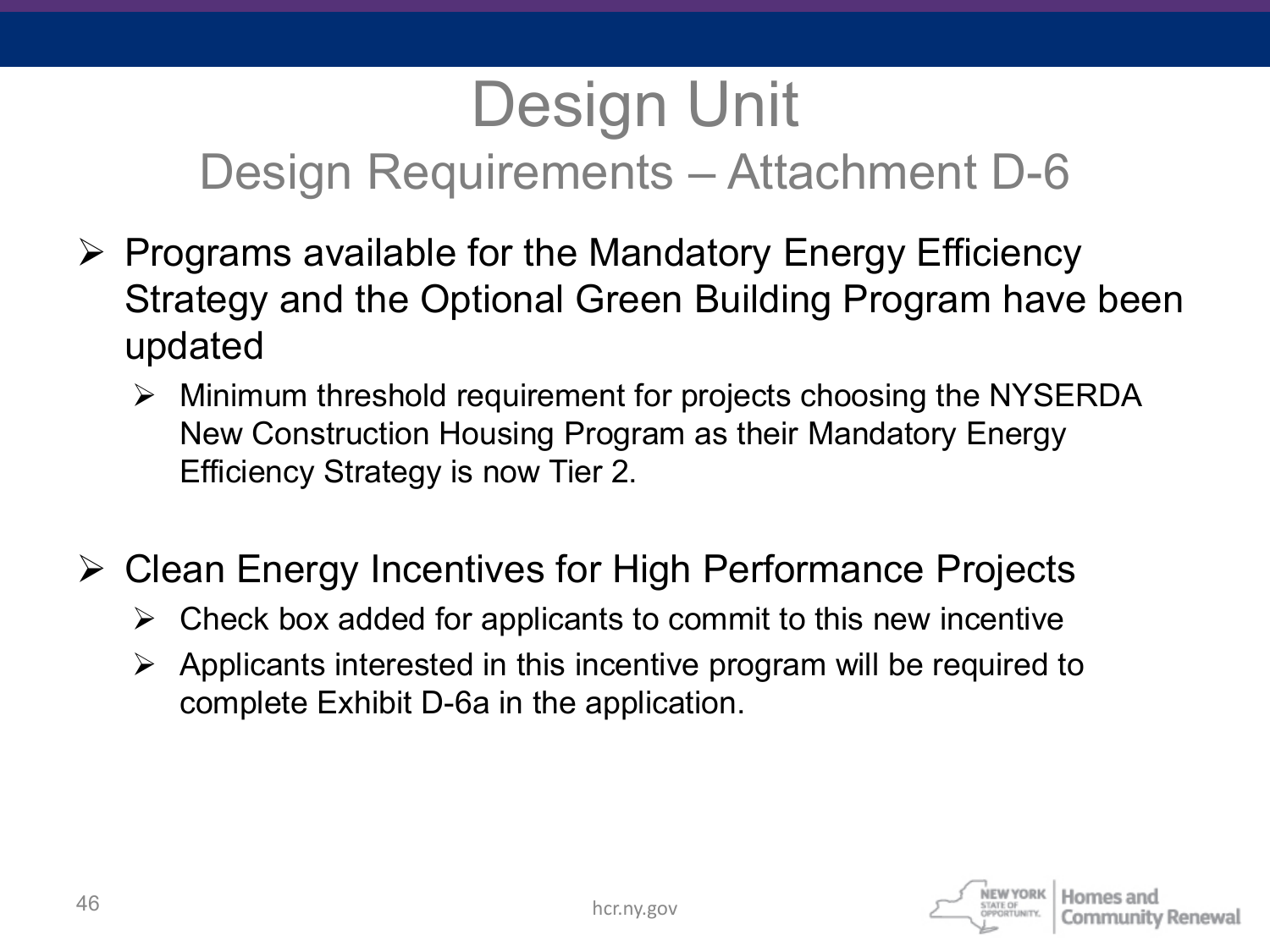# Design Unit

## Design Requirements – Attachment D-6

- Programs available for the Mandatory Energy Efficiency Strategy and the Optional Green Building Program have been updated
  - Minimum threshold requirement for projects choosing the NYSERDA New Construction Housing Program as their Mandatory Energy Efficiency Strategy is now Tier 2.

- Clean Energy Incentives for High Performance Projects
  - Check box added for applicants to commit to this new incentive
  - Applicants interested in this incentive program will be required to complete Exhibit D-6a in the application.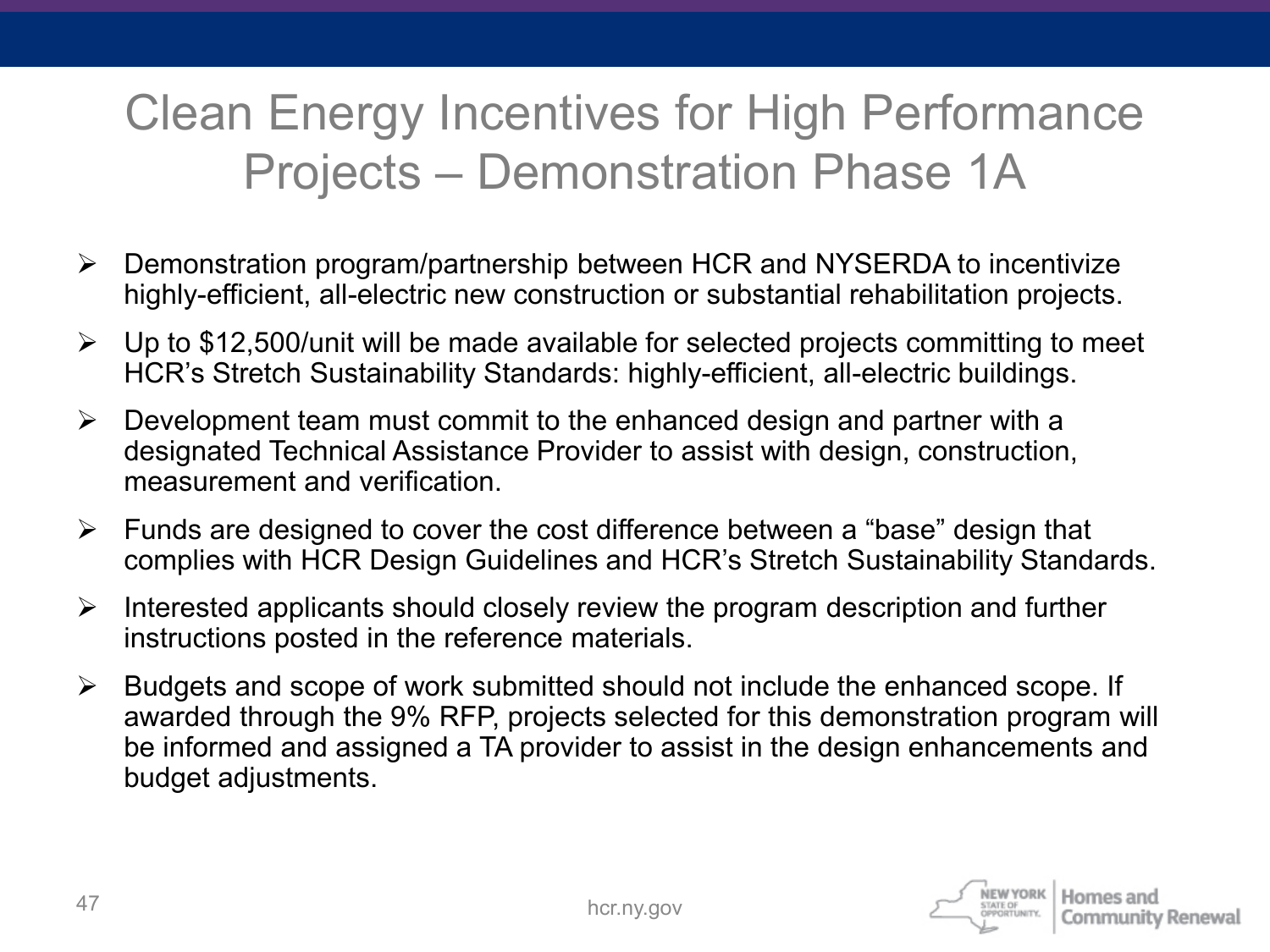# Clean Energy Incentives for High Performance Projects – Demonstration Phase 1A

- Demonstration program/partnership between HCR and NYSERDA to incentivize highly-efficient, all-electric new construction or substantial rehabilitation projects.
- Up to $12,500/unit will be made available for selected projects committing to meet HCR's Stretch Sustainability Standards: highly-efficient, all-electric buildings.
- Development team must commit to the enhanced design and partner with a designated Technical Assistance Provider to assist with design, construction, measurement and verification.
- Funds are designed to cover the cost difference between a "base" design that complies with HCR Design Guidelines and HCR's Stretch Sustainability Standards.
- Interested applicants should closely review the program description and further instructions posted in the reference materials.
- Budgets and scope of work submitted should not include the enhanced scope. If awarded through the 9% RFP, projects selected for this demonstration program will be informed and assigned a TA provider to assist in the design enhancements and budget adjustments.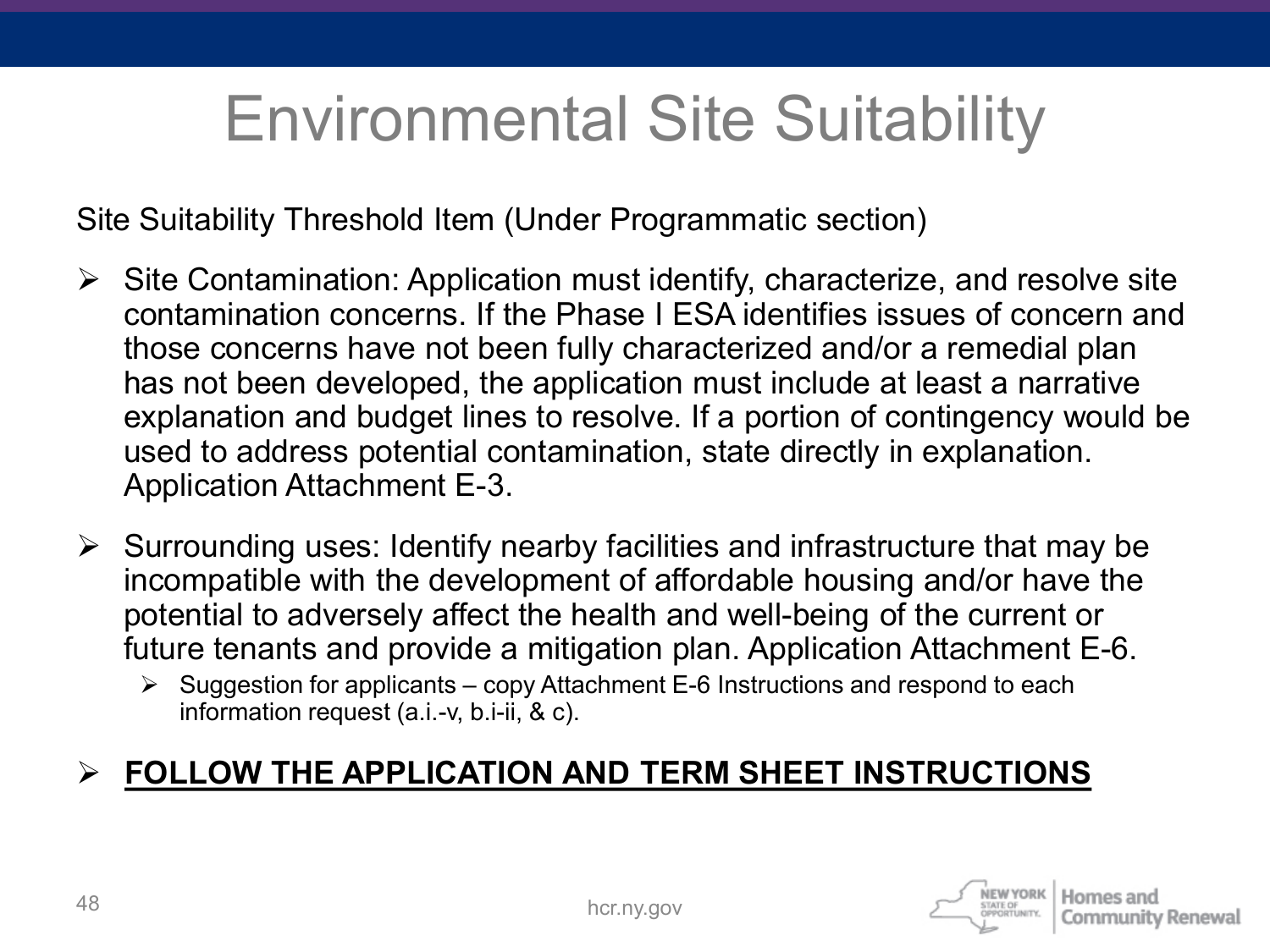# Environmental Site Suitability

Site Suitability Threshold Item (Under Programmatic section)

- Site Contamination: Application must identify, characterize, and resolve site contamination concerns. If the Phase I ESA identifies issues of concern and those concerns have not been fully characterized and/or a remedial plan has not been developed, the application must include at least a narrative explanation and budget lines to resolve. If a portion of contingency would be used to address potential contamination, state directly in explanation. Application Attachment E-3.

- Surrounding uses: Identify nearby facilities and infrastructure that may be incompatible with the development of affordable housing and/or have the potential to adversely affect the health and well-being of the current or future tenants and provide a mitigation plan. Application Attachment E-6.
  - Suggestion for applicants – copy Attachment E-6 Instructions and respond to each information request (a.i.-v, b.i-ii, & c).

- **FOLLOW THE APPLICATION AND TERM SHEET INSTRUCTIONS**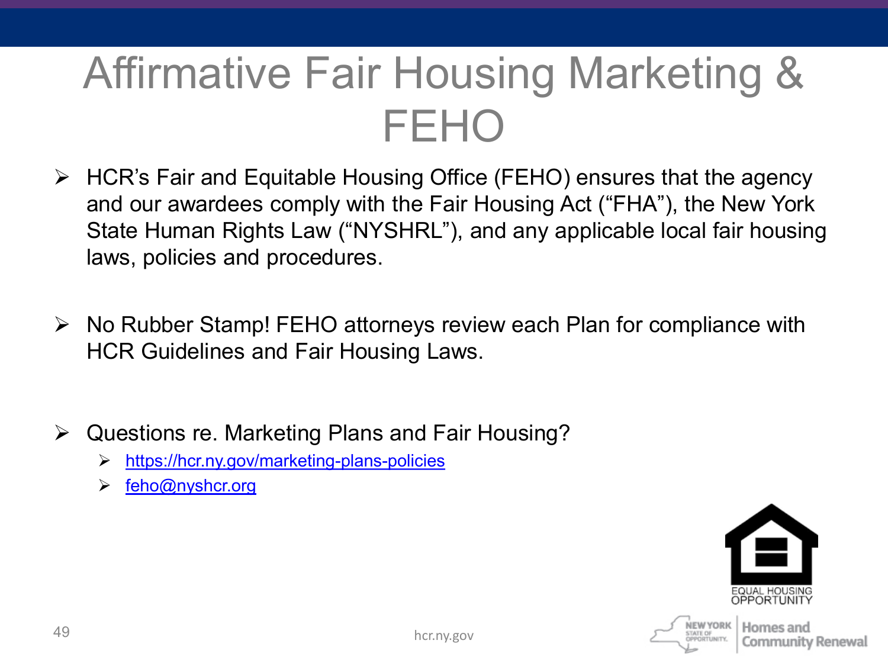# Affirmative Fair Housing Marketing & FEHO

- HCR's Fair and Equitable Housing Office (FEHO) ensures that the agency and our awardees comply with the Fair Housing Act ("FHA"), the New York State Human Rights Law ("NYSHRL"), and any applicable local fair housing laws, policies and procedures.

- No Rubber Stamp! FEHO attorneys review each Plan for compliance with HCR Guidelines and Fair Housing Laws.

- Questions re. Marketing Plans and Fair Housing?
  - https://hcr.ny.gov/marketing-plans-policies
  - feho@nyshcr.org

EQUAL HOUSING OPPORTUNITY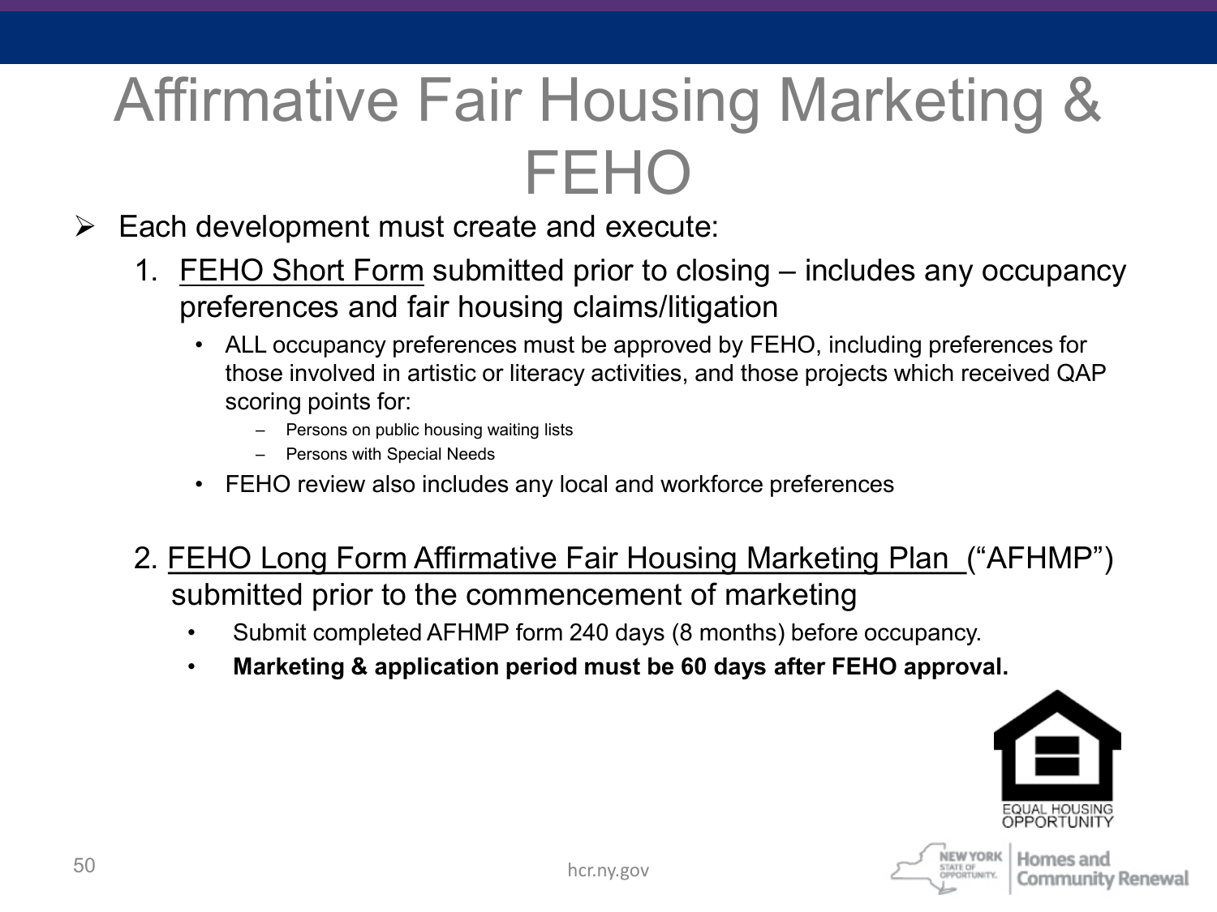# Affirmative Fair Housing Marketing & FEHO

- Each development must create and execute:
  1. FEHO Short Form submitted prior to closing – includes any occupancy preferences and fair housing claims/litigation
     - ALL occupancy preferences must be approved by FEHO, including preferences for those involved in artistic or literacy activities, and those projects which received QAP scoring points for:
       - Persons on public housing waiting lists
       - Persons with Special Needs
     - FEHO review also includes any local and workforce preferences

  2. FEHO Long Form Affirmative Fair Housing Marketing Plan ("AFHMP") submitted prior to the commencement of marketing
     - Submit completed AFHMP form 240 days (8 months) before occupancy.
     - **Marketing & application period must be 60 days after FEHO approval.**

EQUAL HOUSING OPPORTUNITY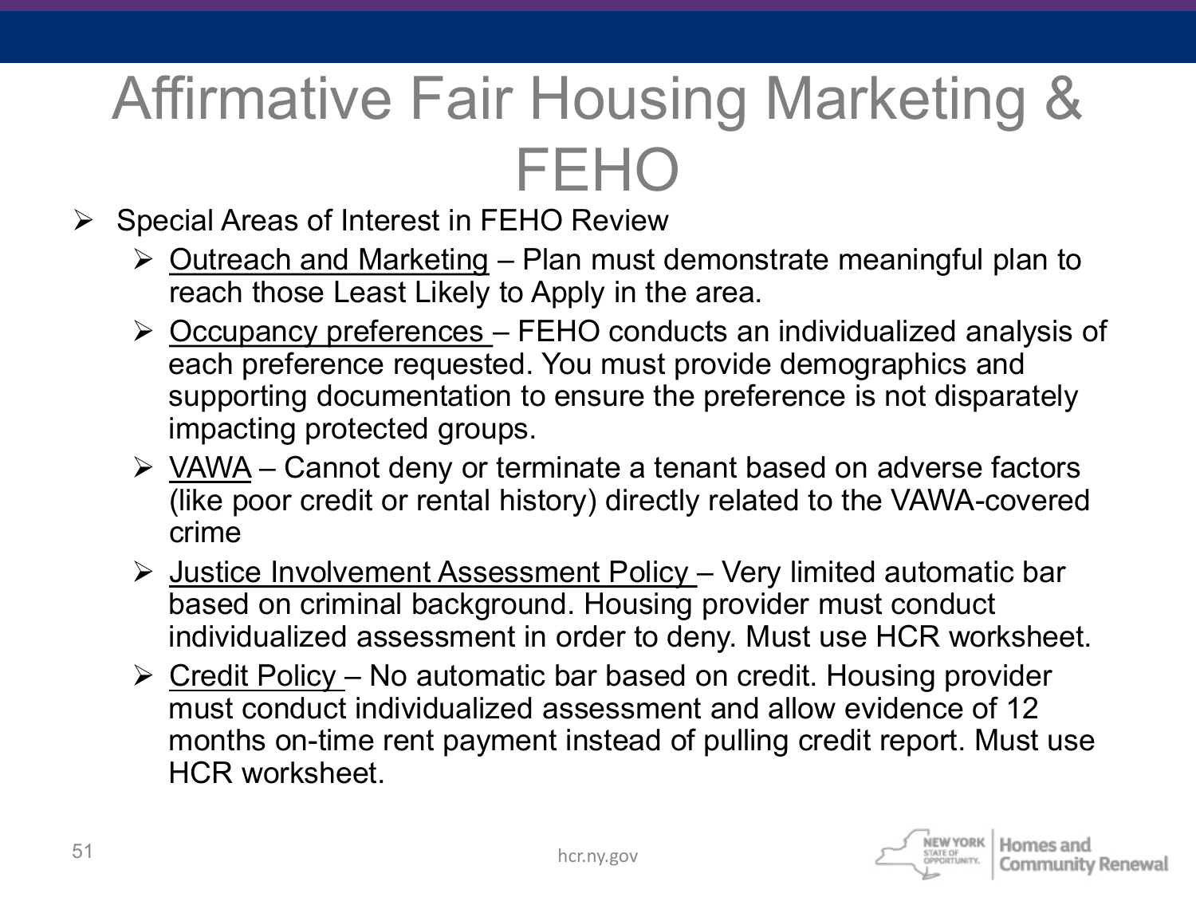# Affirmative Fair Housing Marketing & FEHO

- Special Areas of Interest in FEHO Review
  - Outreach and Marketing – Plan must demonstrate meaningful plan to reach those Least Likely to Apply in the area.
  - Occupancy preferences – FEHO conducts an individualized analysis of each preference requested. You must provide demographics and supporting documentation to ensure the preference is not disparately impacting protected groups.
  - VAWA – Cannot deny or terminate a tenant based on adverse factors (like poor credit or rental history) directly related to the VAWA-covered crime
  - Justice Involvement Assessment Policy – Very limited automatic bar based on criminal background. Housing provider must conduct individualized assessment in order to deny. Must use HCR worksheet.
  - Credit Policy – No automatic bar based on credit. Housing provider must conduct individualized assessment and allow evidence of 12 months on-time rent payment instead of pulling credit report. Must use HCR worksheet.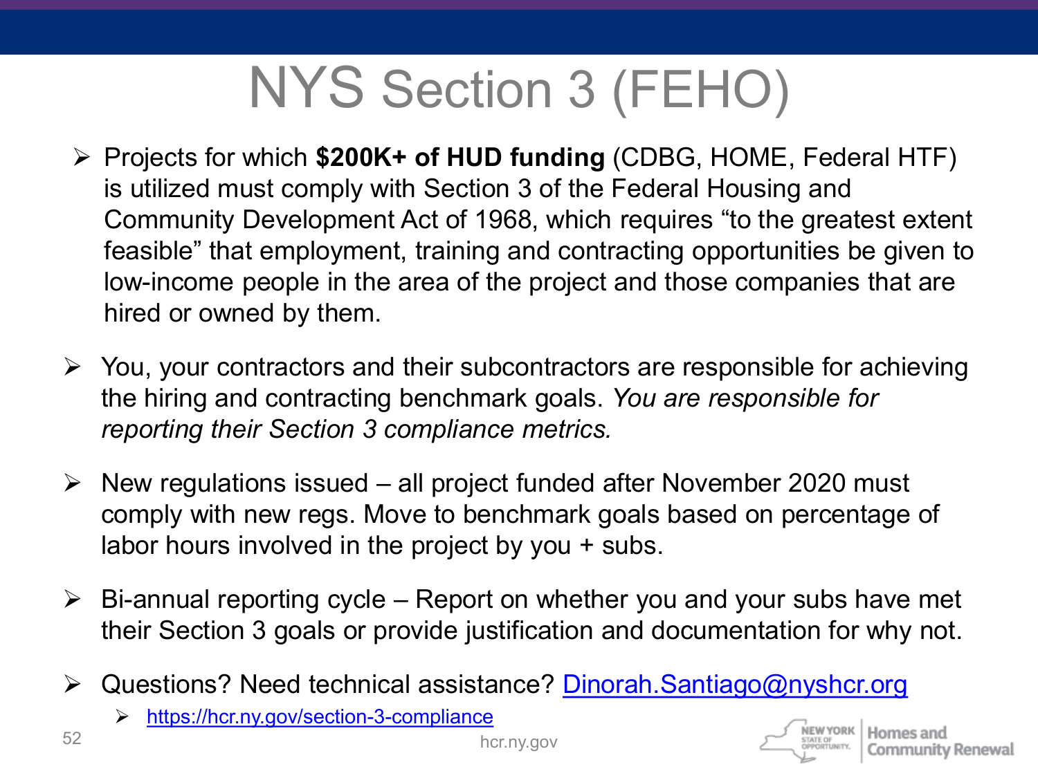# NYS Section 3 (FEHO)

- Projects for which **$200K+ of HUD funding** (CDBG, HOME, Federal HTF) is utilized must comply with Section 3 of the Federal Housing and Community Development Act of 1968, which requires "to the greatest extent feasible" that employment, training and contracting opportunities be given to low-income people in the area of the project and those companies that are hired or owned by them.
- You, your contractors and their subcontractors are responsible for achieving the hiring and contracting benchmark goals. *You are responsible for reporting their Section 3 compliance metrics.*
- New regulations issued – all project funded after November 2020 must comply with new regs. Move to benchmark goals based on percentage of labor hours involved in the project by you + subs.
- Bi-annual reporting cycle – Report on whether you and your subs have met their Section 3 goals or provide justification and documentation for why not.
- Questions? Need technical assistance? Dinorah.Santiago@nyshcr.org
  - https://hcr.ny.gov/section-3-compliance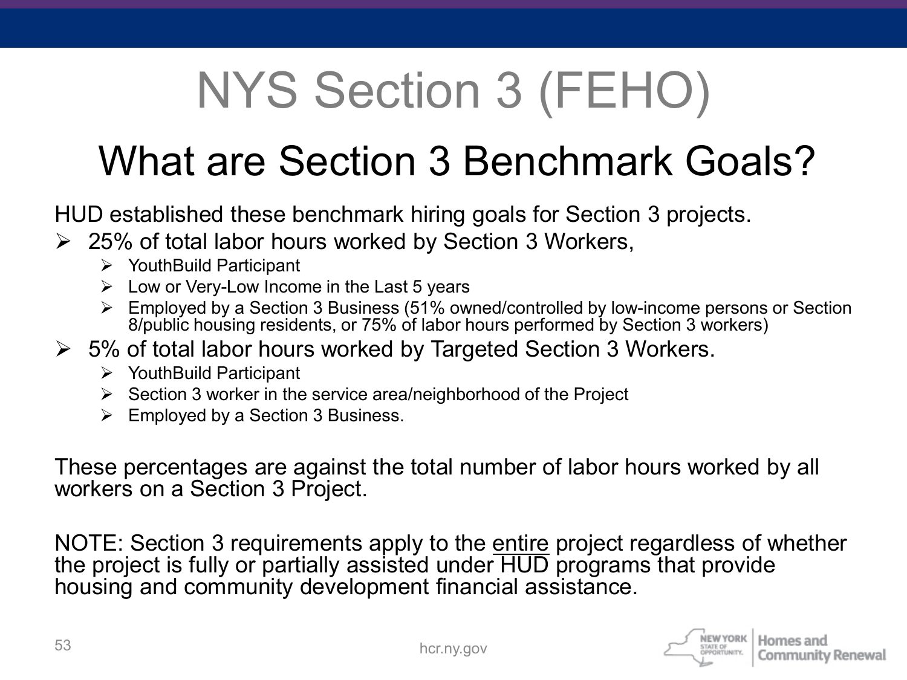# NYS Section 3 (FEHO)

## What are Section 3 Benchmark Goals?

HUD established these benchmark hiring goals for Section 3 projects.

- 25% of total labor hours worked by Section 3 Workers,
  - YouthBuild Participant
  - Low or Very-Low Income in the Last 5 years
  - Employed by a Section 3 Business (51% owned/controlled by low-income persons or Section 8/public housing residents, or 75% of labor hours performed by Section 3 workers)
- 5% of total labor hours worked by Targeted Section 3 Workers.
  - YouthBuild Participant
  - Section 3 worker in the service area/neighborhood of the Project
  - Employed by a Section 3 Business.

These percentages are against the total number of labor hours worked by all workers on a Section 3 Project.

NOTE: Section 3 requirements apply to the entire project regardless of whether the project is fully or partially assisted under HUD programs that provide housing and community development financial assistance.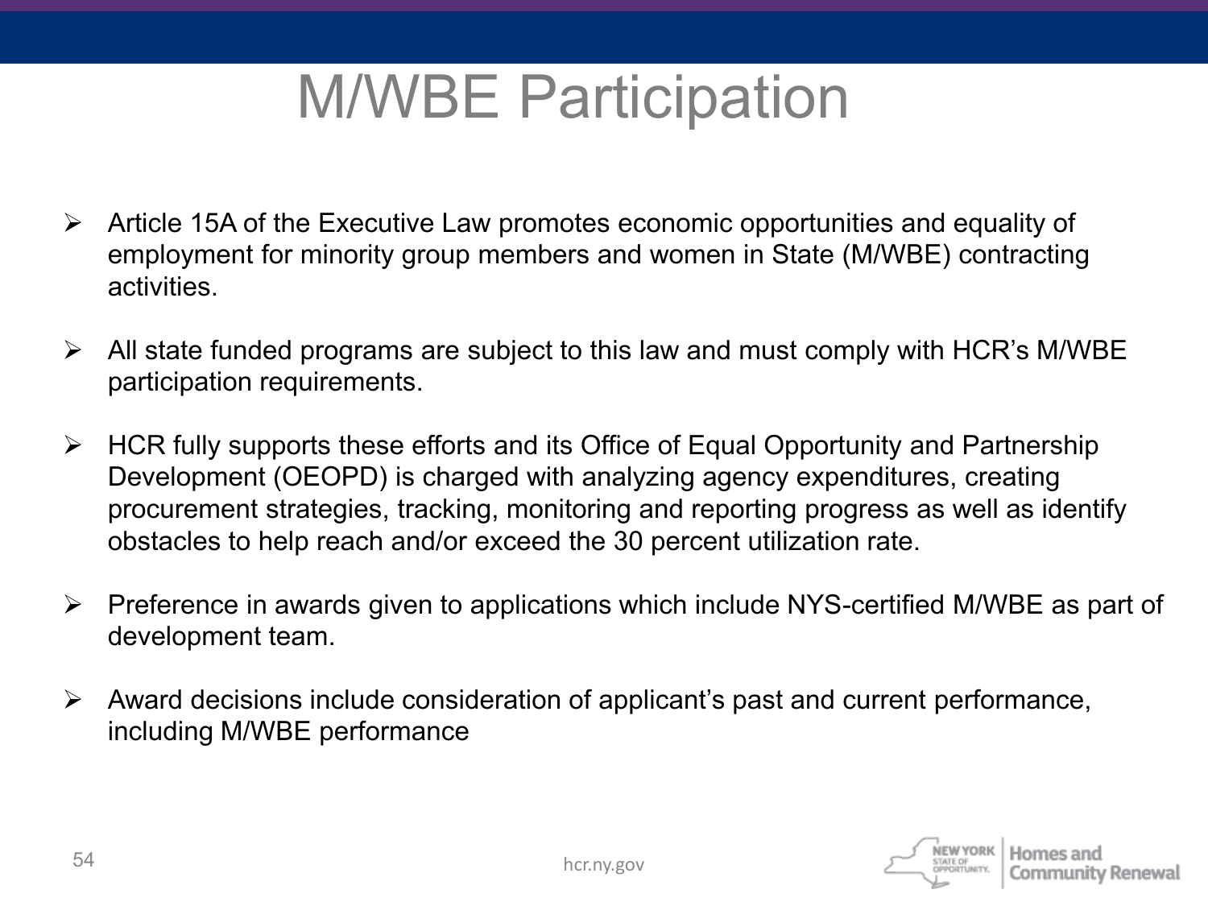# M/WBE Participation

- Article 15A of the Executive Law promotes economic opportunities and equality of employment for minority group members and women in State (M/WBE) contracting activities.
- All state funded programs are subject to this law and must comply with HCR's M/WBE participation requirements.
- HCR fully supports these efforts and its Office of Equal Opportunity and Partnership Development (OEOPD) is charged with analyzing agency expenditures, creating procurement strategies, tracking, monitoring and reporting progress as well as identify obstacles to help reach and/or exceed the 30 percent utilization rate.
- Preference in awards given to applications which include NYS-certified M/WBE as part of development team.
- Award decisions include consideration of applicant's past and current performance, including M/WBE performance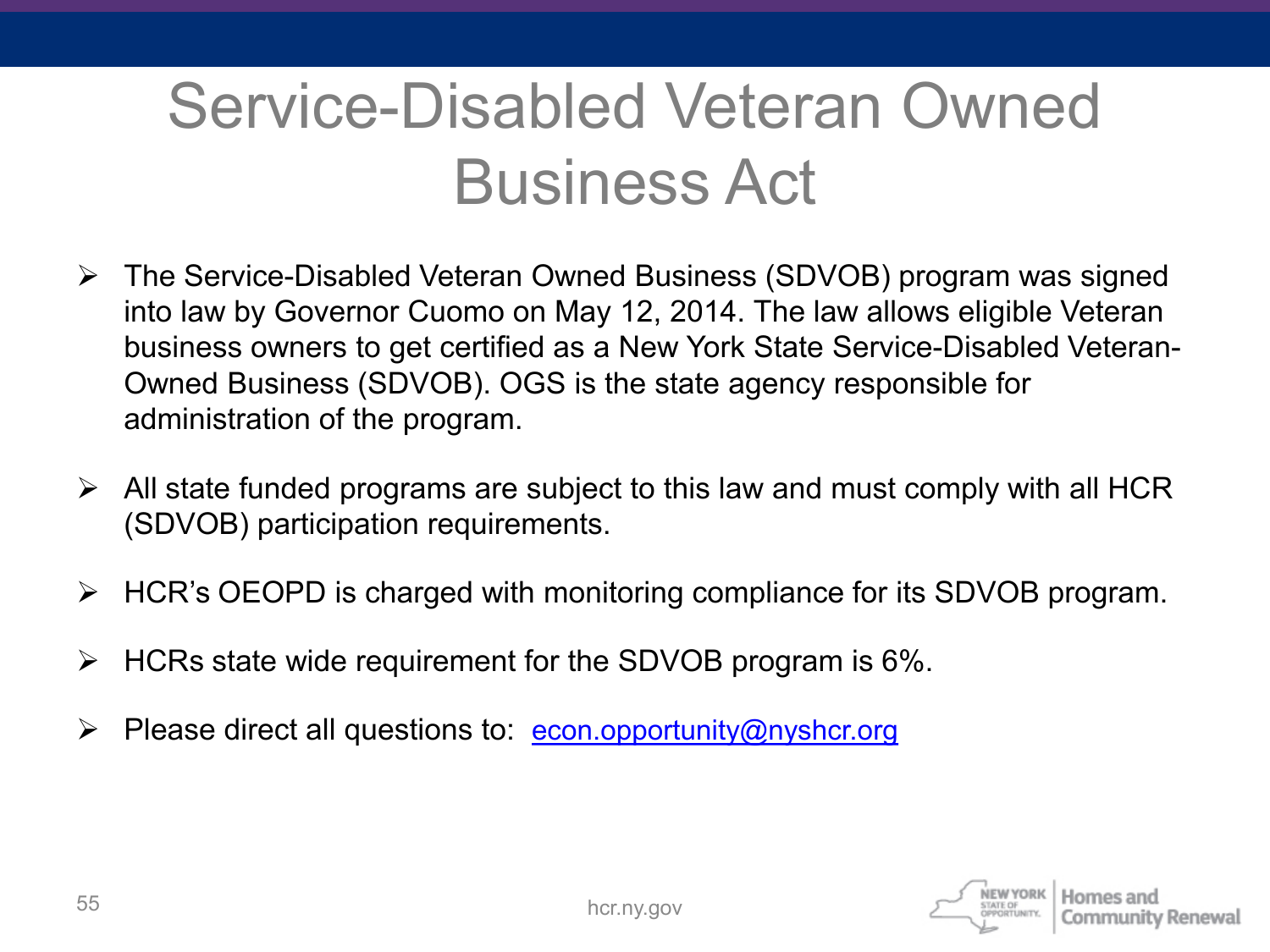# Service-Disabled Veteran Owned Business Act

- The Service-Disabled Veteran Owned Business (SDVOB) program was signed into law by Governor Cuomo on May 12, 2014. The law allows eligible Veteran business owners to get certified as a New York State Service-Disabled Veteran-Owned Business (SDVOB). OGS is the state agency responsible for administration of the program.

- All state funded programs are subject to this law and must comply with all HCR (SDVOB) participation requirements.

- HCR's OEOPD is charged with monitoring compliance for its SDVOB program.

- HCRs state wide requirement for the SDVOB program is 6%.

- Please direct all questions to: econ.opportunity@nyshcr.org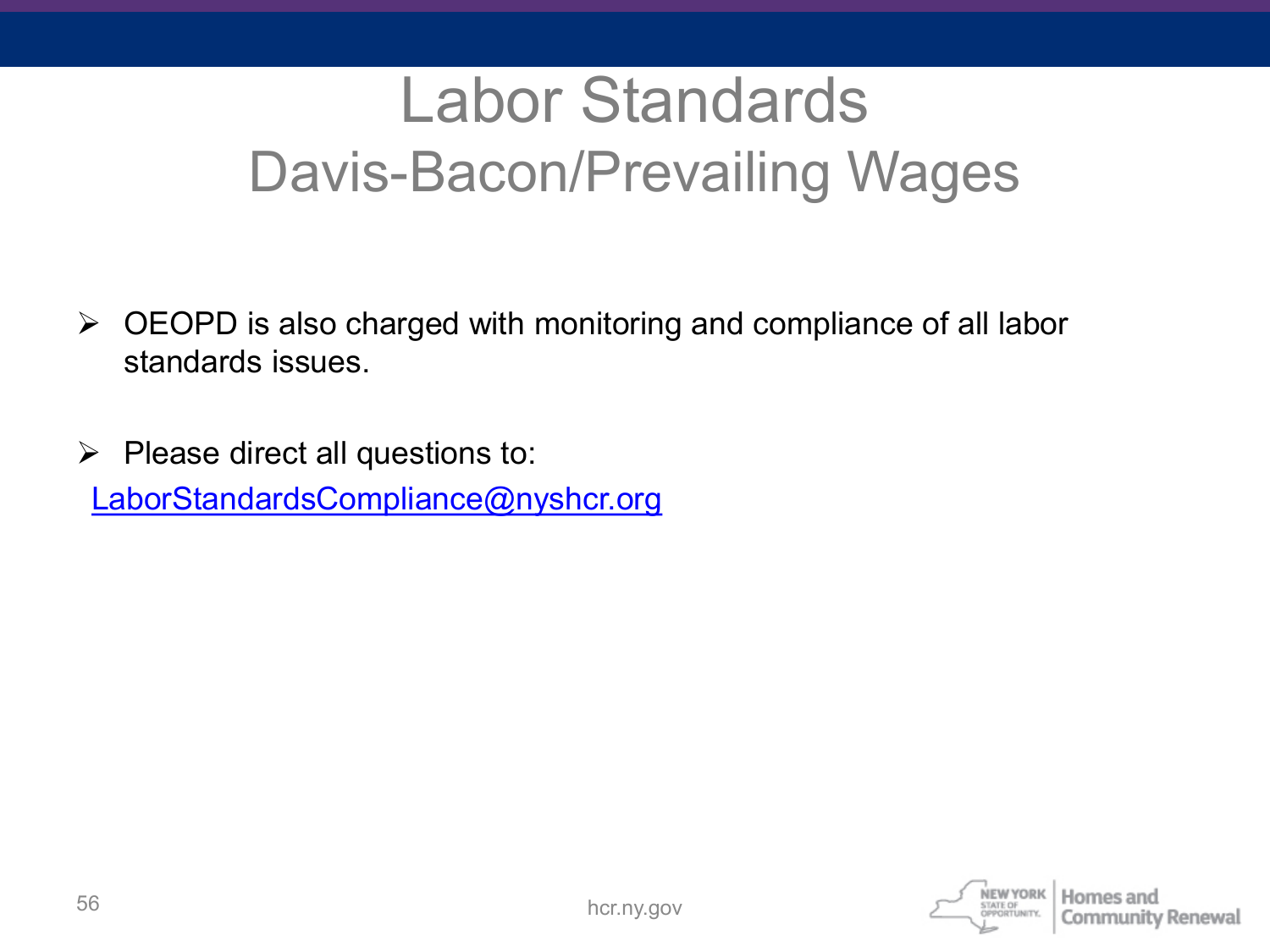# Labor Standards

## Davis-Bacon/Prevailing Wages

- OEOPD is also charged with monitoring and compliance of all labor standards issues.

- Please direct all questions to:

  LaborStandardsCompliance@nyshcr.org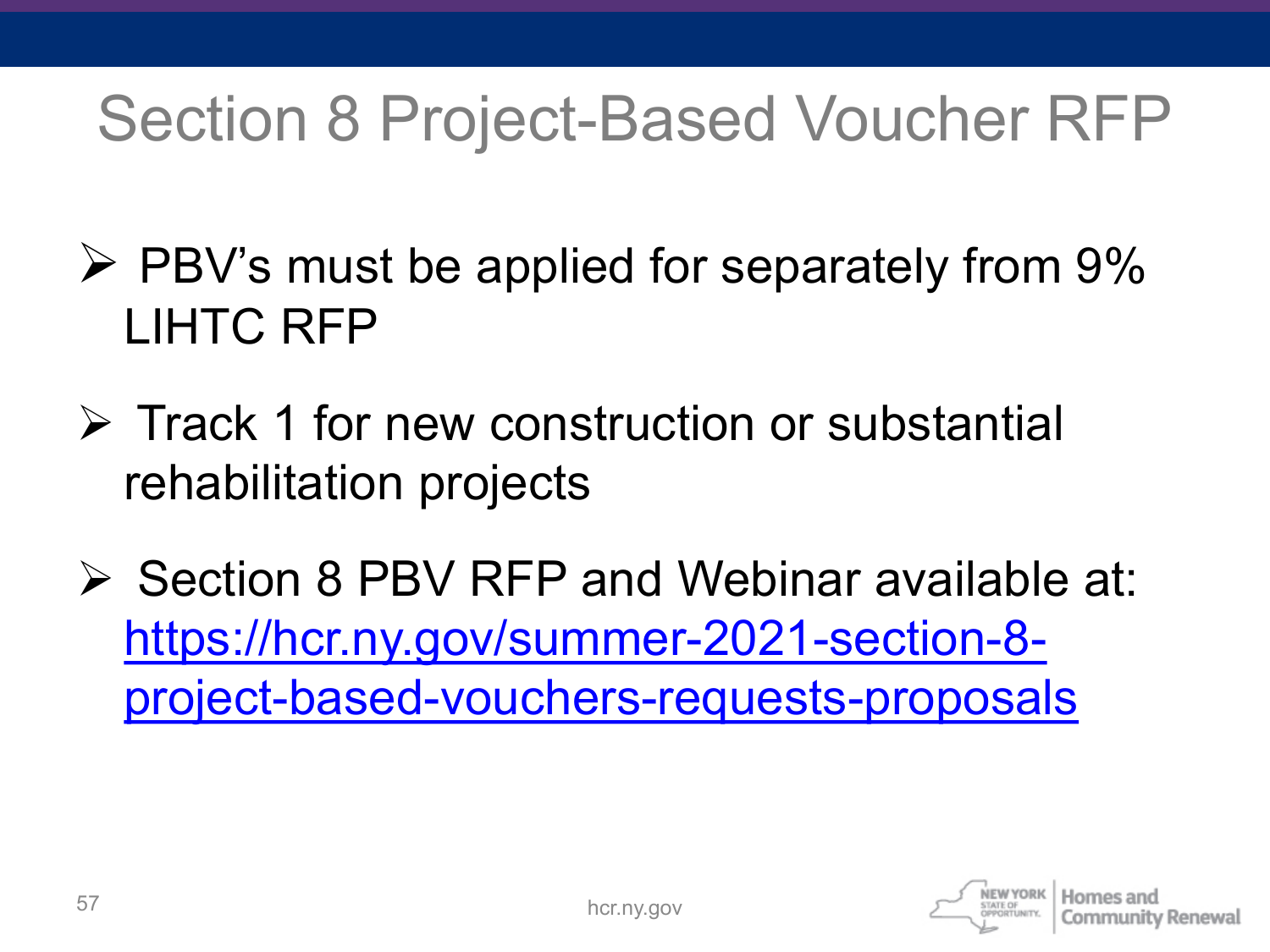# Section 8 Project-Based Voucher RFP

- PBV's must be applied for separately from 9% LIHTC RFP
- Track 1 for new construction or substantial rehabilitation projects
- Section 8 PBV RFP and Webinar available at: https://hcr.ny.gov/summer-2021-section-8-project-based-vouchers-requests-proposals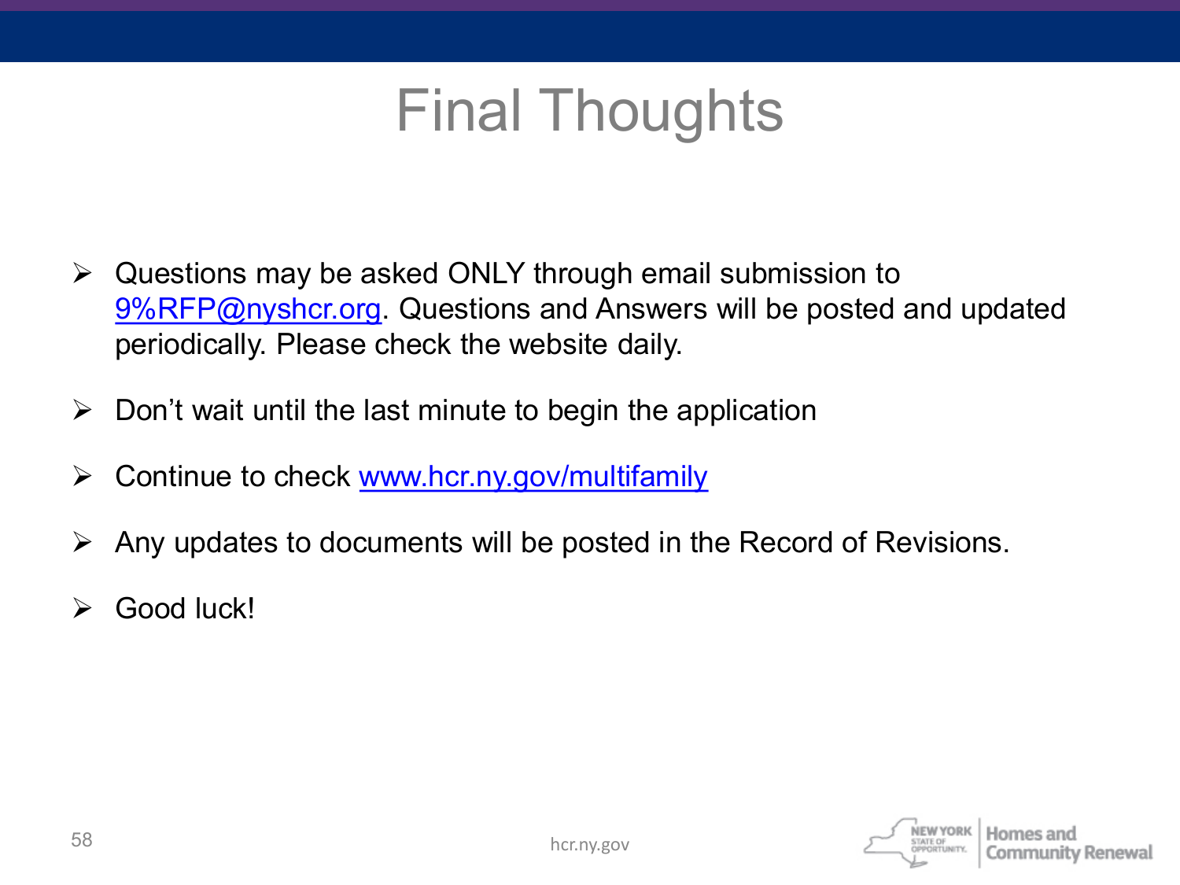# Final Thoughts

- Questions may be asked ONLY through email submission to 9%RFP@nyshcr.org. Questions and Answers will be posted and updated periodically. Please check the website daily.
- Don't wait until the last minute to begin the application
- Continue to check www.hcr.ny.gov/multifamily
- Any updates to documents will be posted in the Record of Revisions.
- Good luck!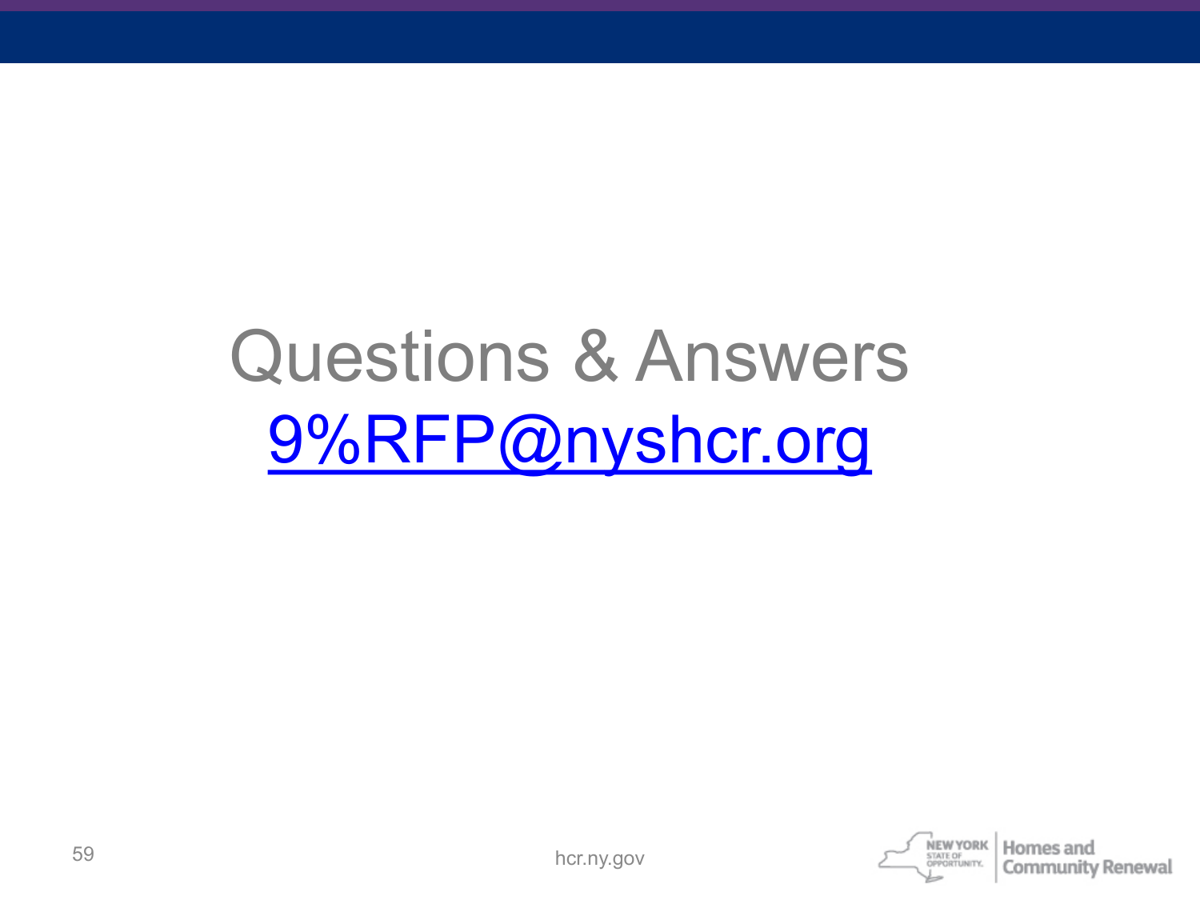# Questions & Answers

9%RFP@nyshcr.org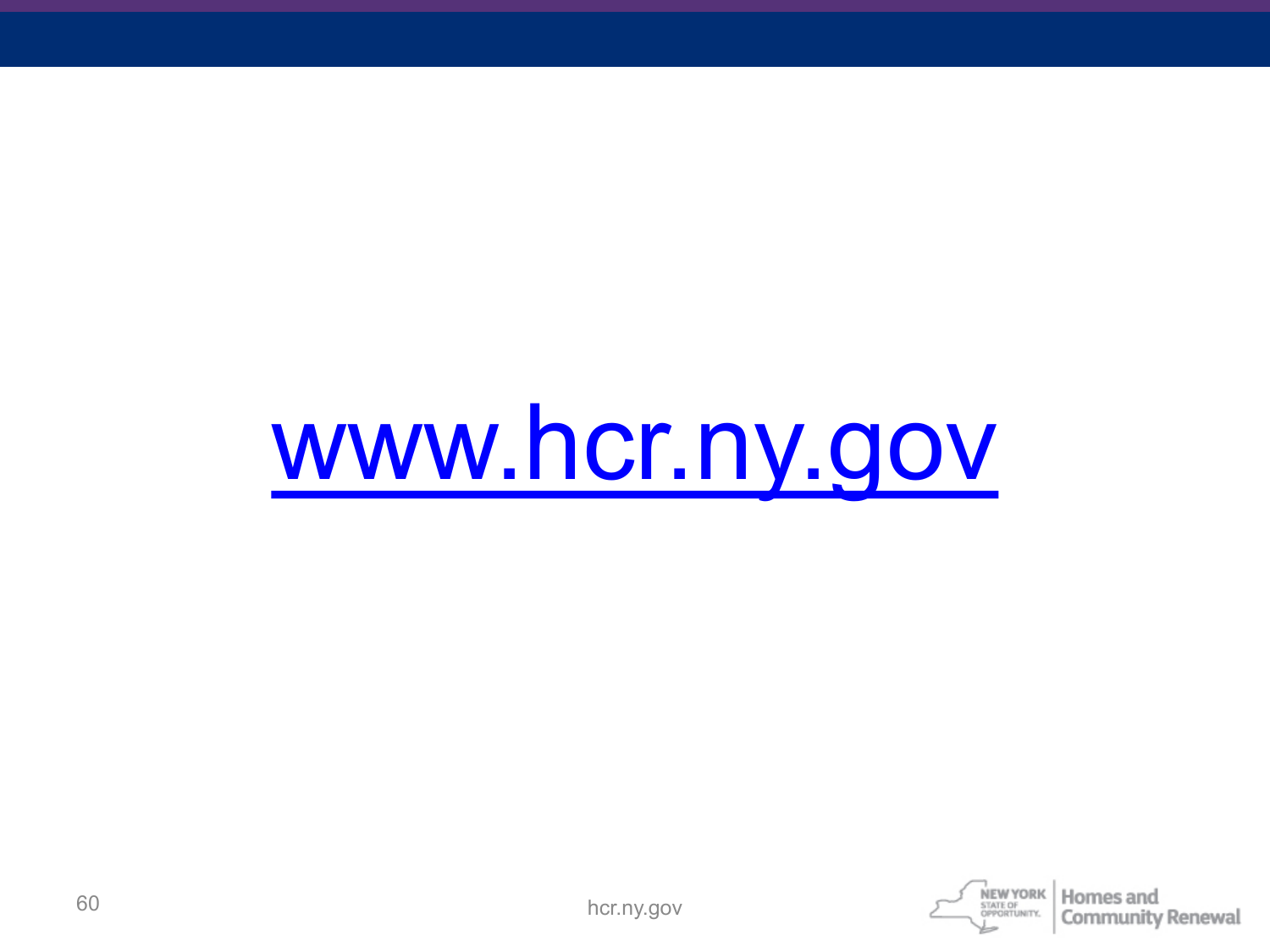[www.hcr.ny.gov](http://www.hcr.ny.gov)